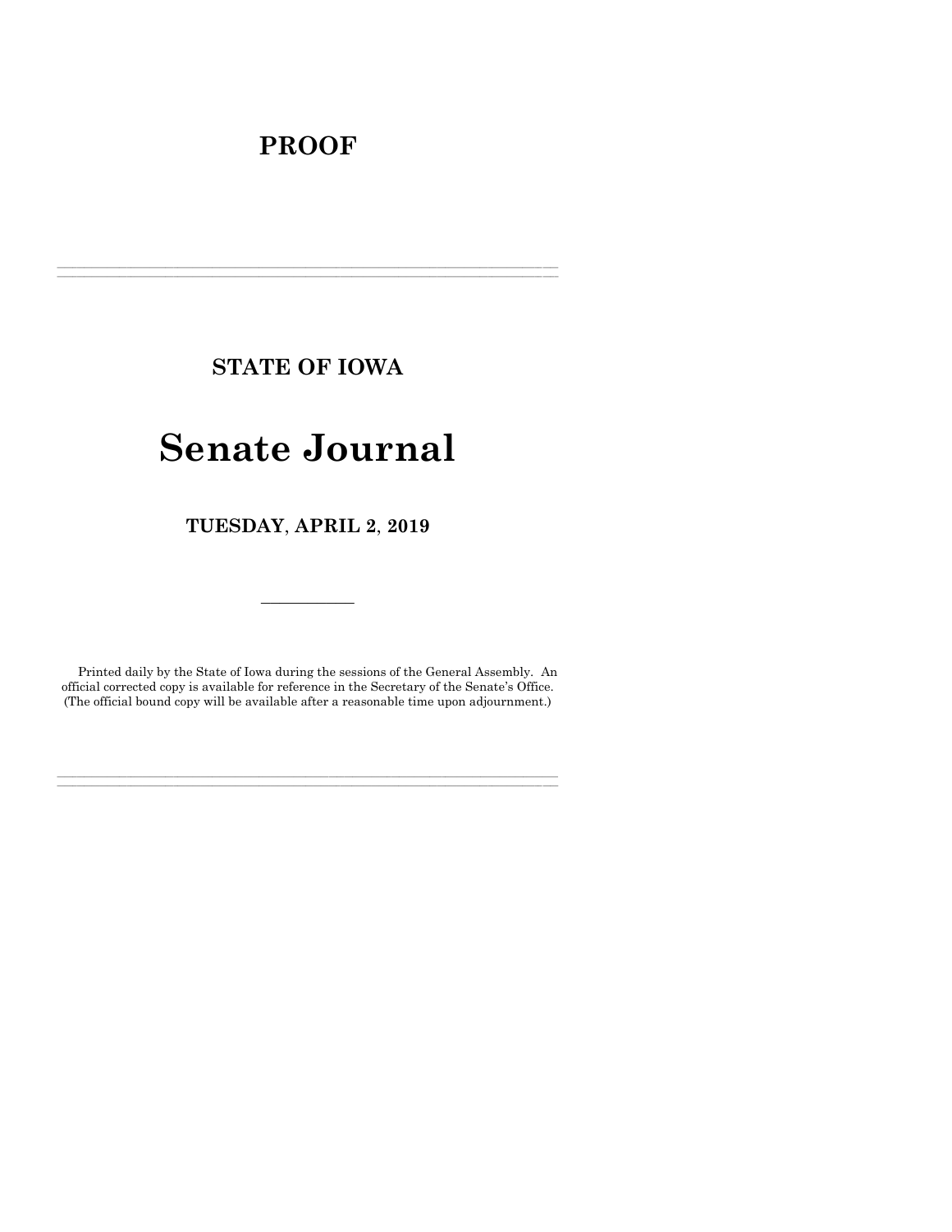# PROOF

---

## STATE OF IOWA

# Senate Journal

## TUESDAY, APRIL 2, 2019

---

Printed daily by the State of Iowa during the sessions of the General Assembly. An official corrected copy is available for reference in the Secretary of the Senate's Office. (The official bound copy will be available after a reasonable time upon adjournment.)

---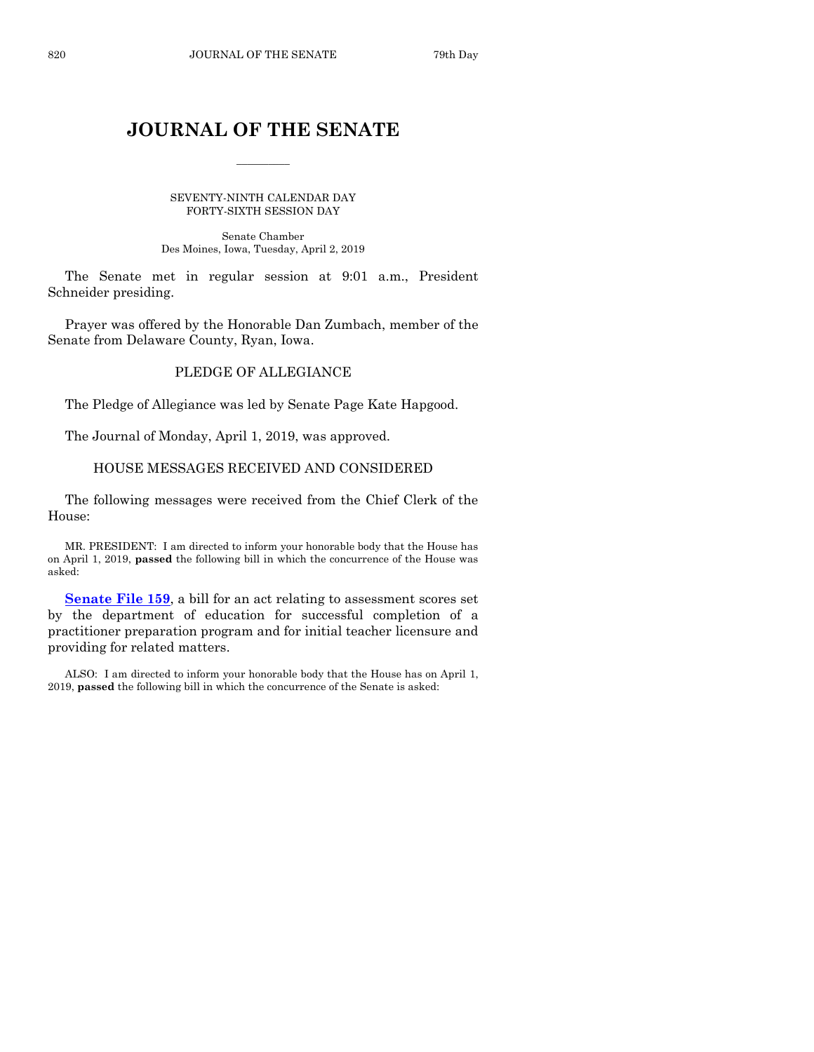# JOURNAL OF THE SENATE

SEVENTY-NINTH CALENDAR DAY
FORTY-SIXTH SESSION DAY

Senate Chamber
Des Moines, Iowa, Tuesday, April 2, 2019

The Senate met in regular session at 9:01 a.m., President Schneider presiding.

Prayer was offered by the Honorable Dan Zumbach, member of the Senate from Delaware County, Ryan, Iowa.

## PLEDGE OF ALLEGIANCE

The Pledge of Allegiance was led by Senate Page Kate Hapgood.

The Journal of Monday, April 1, 2019, was approved.

## HOUSE MESSAGES RECEIVED AND CONSIDERED

The following messages were received from the Chief Clerk of the House:

MR. PRESIDENT: I am directed to inform your honorable body that the House has on April 1, 2019, **passed** the following bill in which the concurrence of the House was asked:

**Senate File 159**, a bill for an act relating to assessment scores set by the department of education for successful completion of a practitioner preparation program and for initial teacher licensure and providing for related matters.

ALSO: I am directed to inform your honorable body that the House has on April 1, 2019, **passed** the following bill in which the concurrence of the Senate is asked: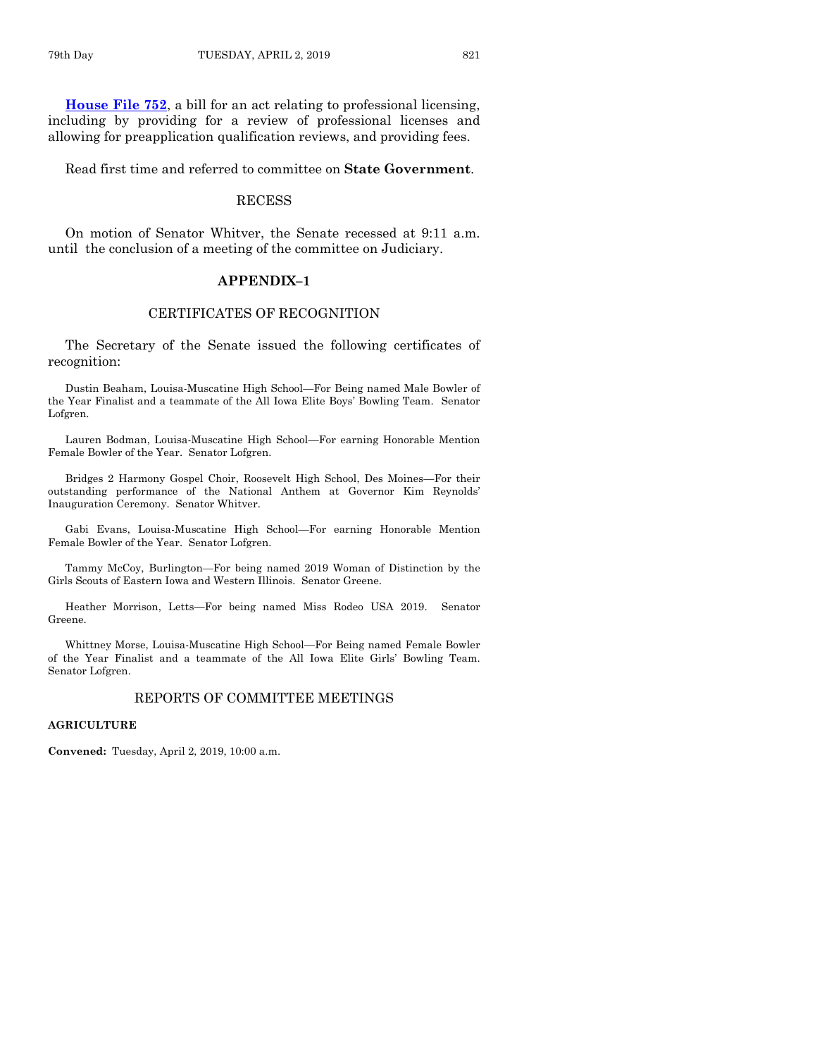**House File 752**, a bill for an act relating to professional licensing, including by providing for a review of professional licenses and allowing for preapplication qualification reviews, and providing fees.

Read first time and referred to committee on **State Government**.

## RECESS

On motion of Senator Whitver, the Senate recessed at 9:11 a.m. until the conclusion of a meeting of the committee on Judiciary.

## APPENDIX–1

## CERTIFICATES OF RECOGNITION

The Secretary of the Senate issued the following certificates of recognition:

Dustin Beaham, Louisa-Muscatine High School—For Being named Male Bowler of the Year Finalist and a teammate of the All Iowa Elite Boys' Bowling Team. Senator Lofgren.

Lauren Bodman, Louisa-Muscatine High School—For earning Honorable Mention Female Bowler of the Year. Senator Lofgren.

Bridges 2 Harmony Gospel Choir, Roosevelt High School, Des Moines—For their outstanding performance of the National Anthem at Governor Kim Reynolds' Inauguration Ceremony. Senator Whitver.

Gabi Evans, Louisa-Muscatine High School—For earning Honorable Mention Female Bowler of the Year. Senator Lofgren.

Tammy McCoy, Burlington—For being named 2019 Woman of Distinction by the Girls Scouts of Eastern Iowa and Western Illinois. Senator Greene.

Heather Morrison, Letts—For being named Miss Rodeo USA 2019. Senator Greene.

Whittney Morse, Louisa-Muscatine High School—For Being named Female Bowler of the Year Finalist and a teammate of the All Iowa Elite Girls' Bowling Team. Senator Lofgren.

## REPORTS OF COMMITTEE MEETINGS

**AGRICULTURE**

**Convened:** Tuesday, April 2, 2019, 10:00 a.m.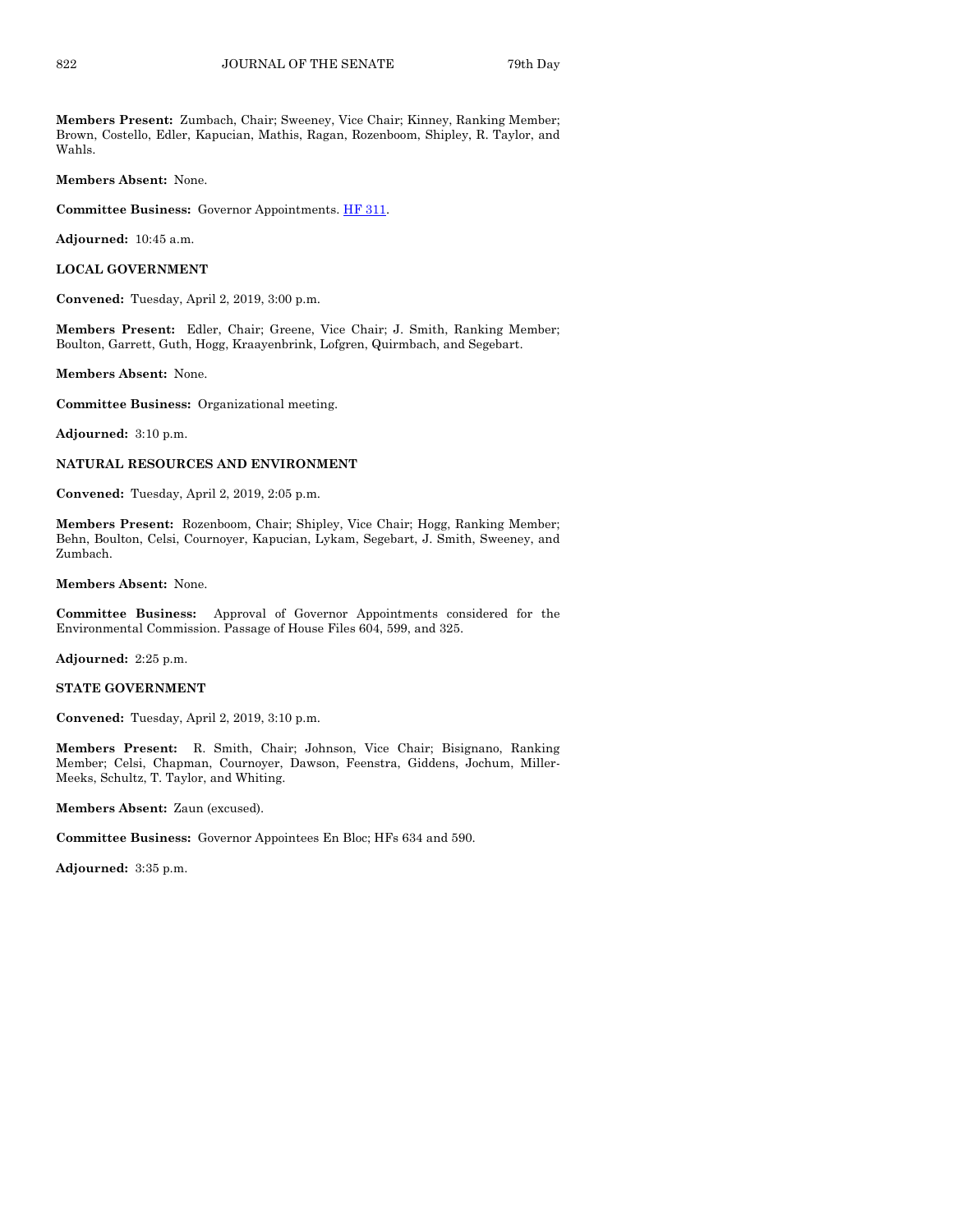**Members Present:** Zumbach, Chair; Sweeney, Vice Chair; Kinney, Ranking Member; Brown, Costello, Edler, Kapucian, Mathis, Ragan, Rozenboom, Shipley, R. Taylor, and Wahls.

**Members Absent:** None.

**Committee Business:** Governor Appointments. HF 311.

**Adjourned:** 10:45 a.m.

**LOCAL GOVERNMENT**

**Convened:** Tuesday, April 2, 2019, 3:00 p.m.

**Members Present:** Edler, Chair; Greene, Vice Chair; J. Smith, Ranking Member; Boulton, Garrett, Guth, Hogg, Kraayenbrink, Lofgren, Quirmbach, and Segebart.

**Members Absent:** None.

**Committee Business:** Organizational meeting.

**Adjourned:** 3:10 p.m.

**NATURAL RESOURCES AND ENVIRONMENT**

**Convened:** Tuesday, April 2, 2019, 2:05 p.m.

**Members Present:** Rozenboom, Chair; Shipley, Vice Chair; Hogg, Ranking Member; Behn, Boulton, Celsi, Cournoyer, Kapucian, Lykam, Segebart, J. Smith, Sweeney, and Zumbach.

**Members Absent:** None.

**Committee Business:** Approval of Governor Appointments considered for the Environmental Commission. Passage of House Files 604, 599, and 325.

**Adjourned:** 2:25 p.m.

**STATE GOVERNMENT**

**Convened:** Tuesday, April 2, 2019, 3:10 p.m.

**Members Present:** R. Smith, Chair; Johnson, Vice Chair; Bisignano, Ranking Member; Celsi, Chapman, Cournoyer, Dawson, Feenstra, Giddens, Jochum, Miller-Meeks, Schultz, T. Taylor, and Whiting.

**Members Absent:** Zaun (excused).

**Committee Business:** Governor Appointees En Bloc; HFs 634 and 590.

**Adjourned:** 3:35 p.m.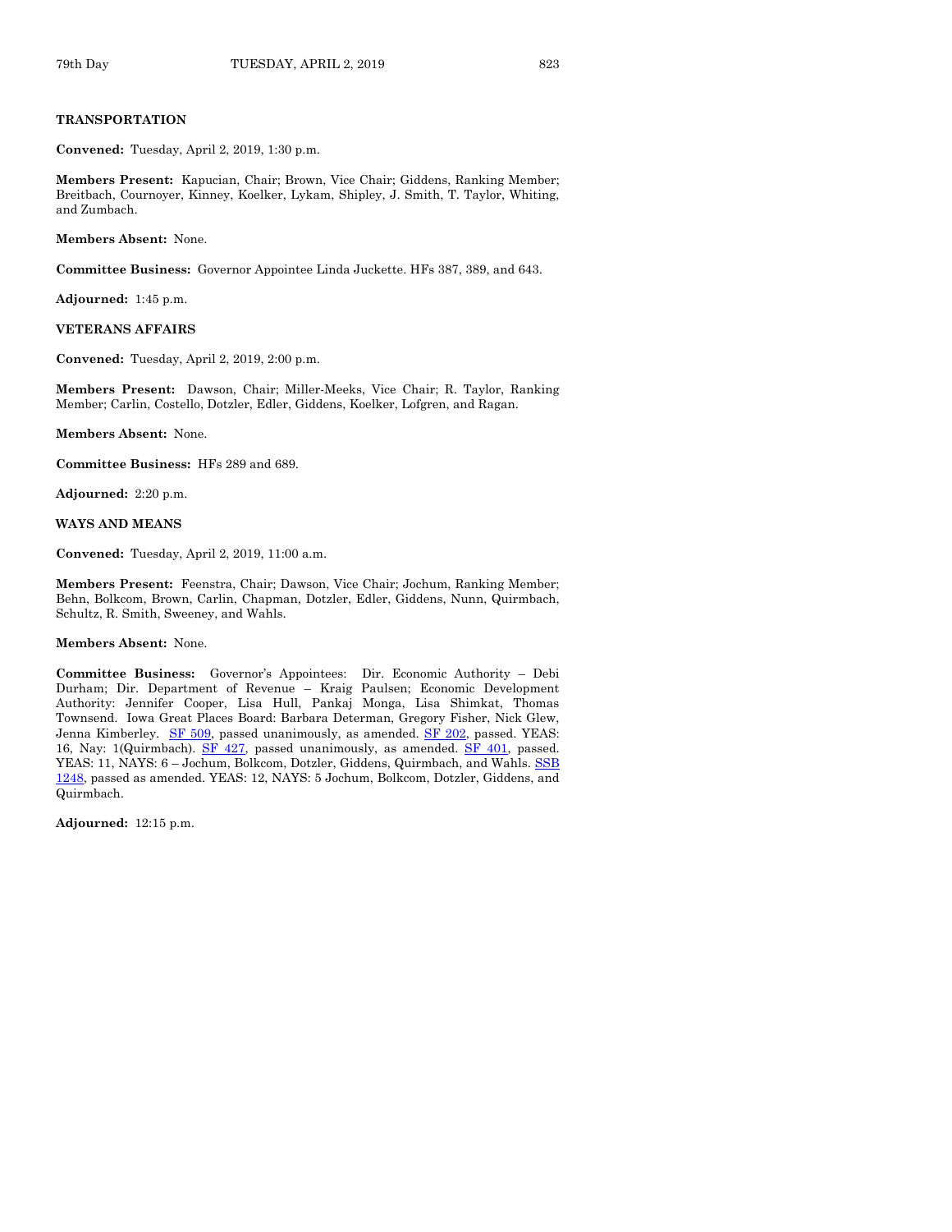**TRANSPORTATION**

**Convened:** Tuesday, April 2, 2019, 1:30 p.m.

**Members Present:** Kapucian, Chair; Brown, Vice Chair; Giddens, Ranking Member; Breitbach, Cournoyer, Kinney, Koelker, Lykam, Shipley, J. Smith, T. Taylor, Whiting, and Zumbach.

**Members Absent:** None.

**Committee Business:** Governor Appointee Linda Juckette. HFs 387, 389, and 643.

**Adjourned:** 1:45 p.m.

**VETERANS AFFAIRS**

**Convened:** Tuesday, April 2, 2019, 2:00 p.m.

**Members Present:** Dawson, Chair; Miller-Meeks, Vice Chair; R. Taylor, Ranking Member; Carlin, Costello, Dotzler, Edler, Giddens, Koelker, Lofgren, and Ragan.

**Members Absent:** None.

**Committee Business:** HFs 289 and 689.

**Adjourned:** 2:20 p.m.

**WAYS AND MEANS**

**Convened:** Tuesday, April 2, 2019, 11:00 a.m.

**Members Present:** Feenstra, Chair; Dawson, Vice Chair; Jochum, Ranking Member; Behn, Bolkcom, Brown, Carlin, Chapman, Dotzler, Edler, Giddens, Nunn, Quirmbach, Schultz, R. Smith, Sweeney, and Wahls.

**Members Absent:** None.

**Committee Business:** Governor's Appointees: Dir. Economic Authority – Debi Durham; Dir. Department of Revenue – Kraig Paulsen; Economic Development Authority: Jennifer Cooper, Lisa Hull, Pankaj Monga, Lisa Shimkat, Thomas Townsend. Iowa Great Places Board: Barbara Determan, Gregory Fisher, Nick Glew, Jenna Kimberley. SF 509, passed unanimously, as amended. SF 202, passed. YEAS: 16, Nay: 1(Quirmbach). SF 427, passed unanimously, as amended. SF 401, passed. YEAS: 11, NAYS: 6 – Jochum, Bolkcom, Dotzler, Giddens, Quirmbach, and Wahls. SSB 1248, passed as amended. YEAS: 12, NAYS: 5 Jochum, Bolkcom, Dotzler, Giddens, and Quirmbach.

**Adjourned:** 12:15 p.m.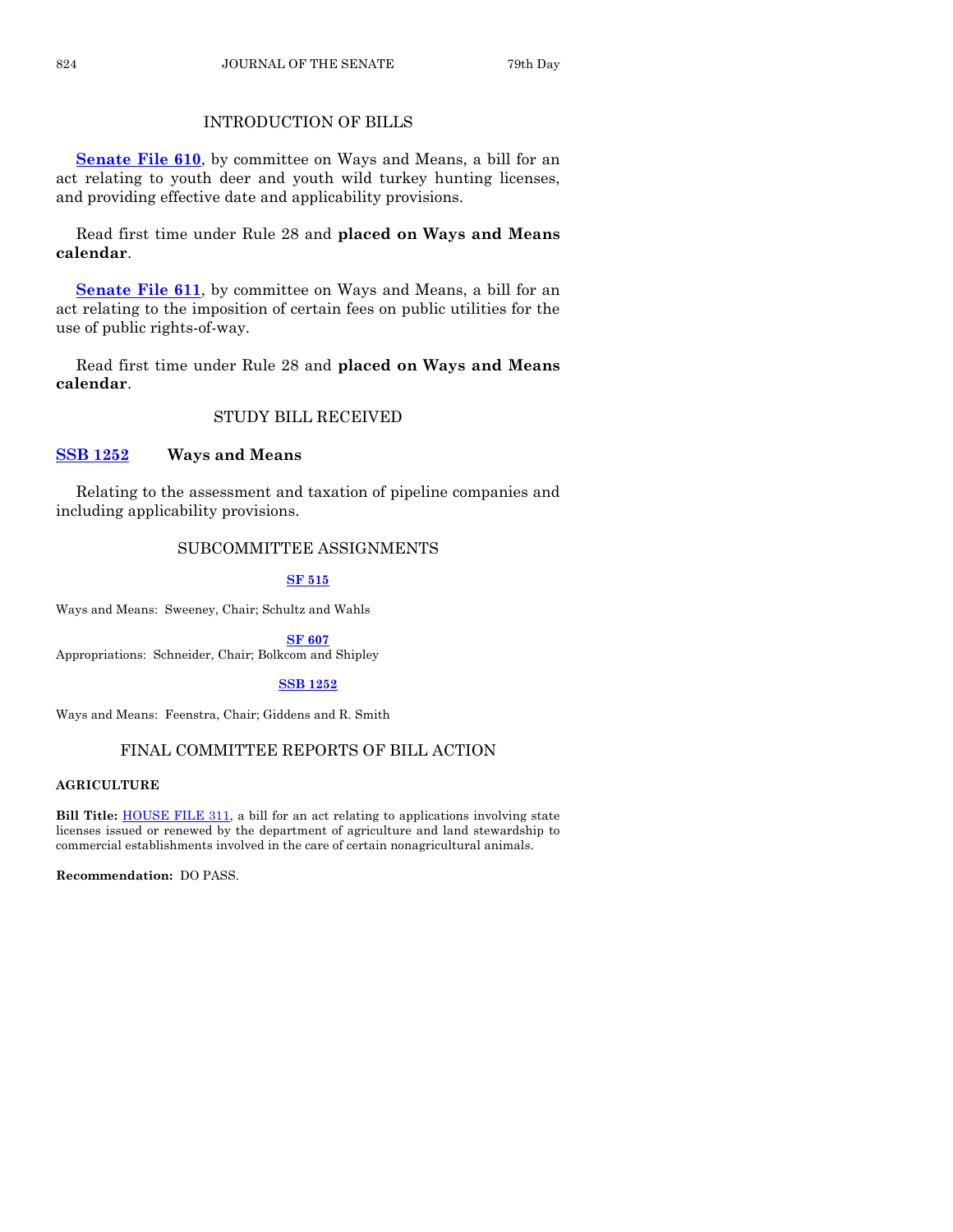## INTRODUCTION OF BILLS

**Senate File 610**, by committee on Ways and Means, a bill for an act relating to youth deer and youth wild turkey hunting licenses, and providing effective date and applicability provisions.

Read first time under Rule 28 and **placed on Ways and Means calendar**.

**Senate File 611**, by committee on Ways and Means, a bill for an act relating to the imposition of certain fees on public utilities for the use of public rights-of-way.

Read first time under Rule 28 and **placed on Ways and Means calendar**.

## STUDY BILL RECEIVED

**SSB 1252** **Ways and Means**

Relating to the assessment and taxation of pipeline companies and including applicability provisions.

## SUBCOMMITTEE ASSIGNMENTS

**SF 515**

Ways and Means: Sweeney, Chair; Schultz and Wahls

**SF 607**

Appropriations: Schneider, Chair; Bolkcom and Shipley

**SSB 1252**

Ways and Means: Feenstra, Chair; Giddens and R. Smith

## FINAL COMMITTEE REPORTS OF BILL ACTION

**AGRICULTURE**

**Bill Title:** HOUSE FILE 311, a bill for an act relating to applications involving state licenses issued or renewed by the department of agriculture and land stewardship to commercial establishments involved in the care of certain nonagricultural animals.

**Recommendation:** DO PASS.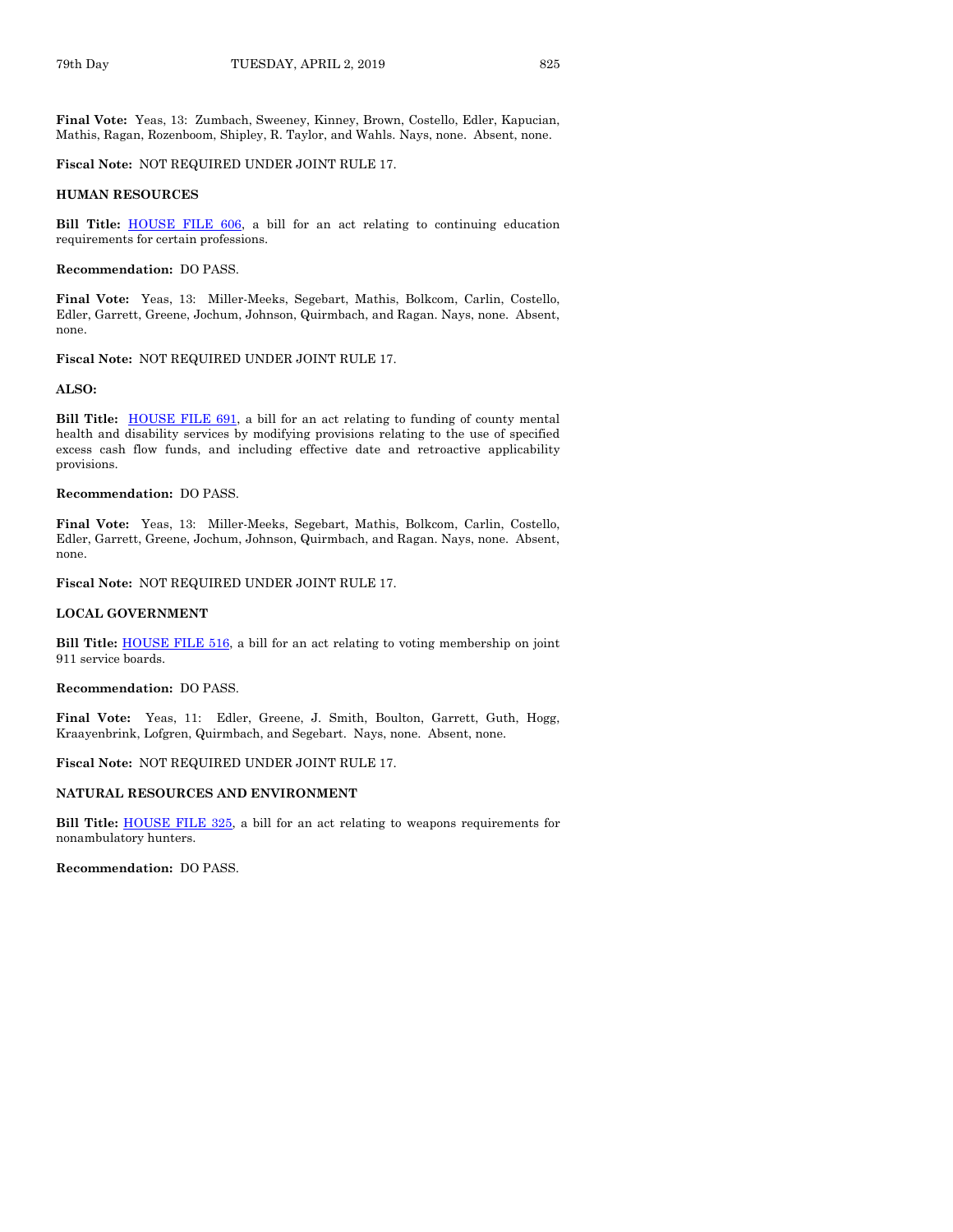**Final Vote:** Yeas, 13: Zumbach, Sweeney, Kinney, Brown, Costello, Edler, Kapucian, Mathis, Ragan, Rozenboom, Shipley, R. Taylor, and Wahls. Nays, none. Absent, none.

**Fiscal Note:** NOT REQUIRED UNDER JOINT RULE 17.

**HUMAN RESOURCES**

**Bill Title:** HOUSE FILE 606, a bill for an act relating to continuing education requirements for certain professions.

**Recommendation:** DO PASS.

**Final Vote:** Yeas, 13: Miller-Meeks, Segebart, Mathis, Bolkcom, Carlin, Costello, Edler, Garrett, Greene, Jochum, Johnson, Quirmbach, and Ragan. Nays, none. Absent, none.

**Fiscal Note:** NOT REQUIRED UNDER JOINT RULE 17.

**ALSO:**

**Bill Title:** HOUSE FILE 691, a bill for an act relating to funding of county mental health and disability services by modifying provisions relating to the use of specified excess cash flow funds, and including effective date and retroactive applicability provisions.

**Recommendation:** DO PASS.

**Final Vote:** Yeas, 13: Miller-Meeks, Segebart, Mathis, Bolkcom, Carlin, Costello, Edler, Garrett, Greene, Jochum, Johnson, Quirmbach, and Ragan. Nays, none. Absent, none.

**Fiscal Note:** NOT REQUIRED UNDER JOINT RULE 17.

**LOCAL GOVERNMENT**

**Bill Title:** HOUSE FILE 516, a bill for an act relating to voting membership on joint 911 service boards.

**Recommendation:** DO PASS.

**Final Vote:** Yeas, 11: Edler, Greene, J. Smith, Boulton, Garrett, Guth, Hogg, Kraayenbrink, Lofgren, Quirmbach, and Segebart. Nays, none. Absent, none.

**Fiscal Note:** NOT REQUIRED UNDER JOINT RULE 17.

**NATURAL RESOURCES AND ENVIRONMENT**

**Bill Title:** HOUSE FILE 325, a bill for an act relating to weapons requirements for nonambulatory hunters.

**Recommendation:** DO PASS.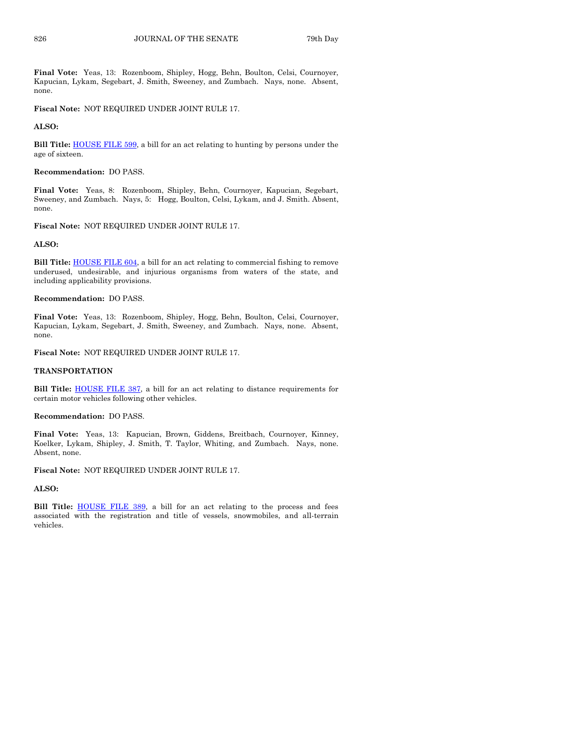**Final Vote:** Yeas, 13: Rozenboom, Shipley, Hogg, Behn, Boulton, Celsi, Cournoyer, Kapucian, Lykam, Segebart, J. Smith, Sweeney, and Zumbach. Nays, none. Absent, none.

**Fiscal Note:** NOT REQUIRED UNDER JOINT RULE 17.

**ALSO:**

**Bill Title:** HOUSE FILE 599, a bill for an act relating to hunting by persons under the age of sixteen.

**Recommendation:** DO PASS.

**Final Vote:** Yeas, 8: Rozenboom, Shipley, Behn, Cournoyer, Kapucian, Segebart, Sweeney, and Zumbach. Nays, 5: Hogg, Boulton, Celsi, Lykam, and J. Smith. Absent, none.

**Fiscal Note:** NOT REQUIRED UNDER JOINT RULE 17.

**ALSO:**

**Bill Title:** HOUSE FILE 604, a bill for an act relating to commercial fishing to remove underused, undesirable, and injurious organisms from waters of the state, and including applicability provisions.

**Recommendation:** DO PASS.

**Final Vote:** Yeas, 13: Rozenboom, Shipley, Hogg, Behn, Boulton, Celsi, Cournoyer, Kapucian, Lykam, Segebart, J. Smith, Sweeney, and Zumbach. Nays, none. Absent, none.

**Fiscal Note:** NOT REQUIRED UNDER JOINT RULE 17.

**TRANSPORTATION**

**Bill Title:** HOUSE FILE 387, a bill for an act relating to distance requirements for certain motor vehicles following other vehicles.

**Recommendation:** DO PASS.

**Final Vote:** Yeas, 13: Kapucian, Brown, Giddens, Breitbach, Cournoyer, Kinney, Koelker, Lykam, Shipley, J. Smith, T. Taylor, Whiting, and Zumbach. Nays, none. Absent, none.

**Fiscal Note:** NOT REQUIRED UNDER JOINT RULE 17.

**ALSO:**

**Bill Title:** HOUSE FILE 389, a bill for an act relating to the process and fees associated with the registration and title of vessels, snowmobiles, and all-terrain vehicles.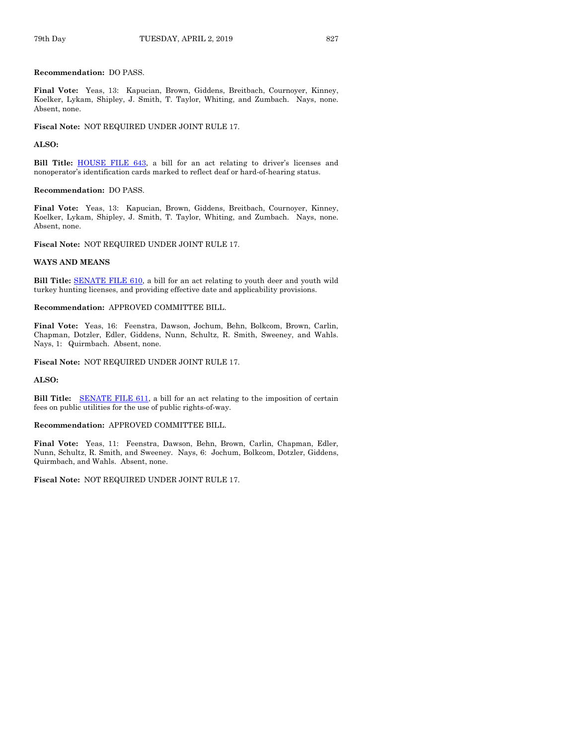**Recommendation:** DO PASS.

**Final Vote:** Yeas, 13: Kapucian, Brown, Giddens, Breitbach, Cournoyer, Kinney, Koelker, Lykam, Shipley, J. Smith, T. Taylor, Whiting, and Zumbach. Nays, none. Absent, none.

**Fiscal Note:** NOT REQUIRED UNDER JOINT RULE 17.

**ALSO:**

**Bill Title:** HOUSE FILE 643, a bill for an act relating to driver's licenses and nonoperator's identification cards marked to reflect deaf or hard-of-hearing status.

**Recommendation:** DO PASS.

**Final Vote:** Yeas, 13: Kapucian, Brown, Giddens, Breitbach, Cournoyer, Kinney, Koelker, Lykam, Shipley, J. Smith, T. Taylor, Whiting, and Zumbach. Nays, none. Absent, none.

**Fiscal Note:** NOT REQUIRED UNDER JOINT RULE 17.

**WAYS AND MEANS**

**Bill Title:** SENATE FILE 610, a bill for an act relating to youth deer and youth wild turkey hunting licenses, and providing effective date and applicability provisions.

**Recommendation:** APPROVED COMMITTEE BILL.

**Final Vote:** Yeas, 16: Feenstra, Dawson, Jochum, Behn, Bolkcom, Brown, Carlin, Chapman, Dotzler, Edler, Giddens, Nunn, Schultz, R. Smith, Sweeney, and Wahls. Nays, 1: Quirmbach. Absent, none.

**Fiscal Note:** NOT REQUIRED UNDER JOINT RULE 17.

**ALSO:**

**Bill Title:** SENATE FILE 611, a bill for an act relating to the imposition of certain fees on public utilities for the use of public rights-of-way.

**Recommendation:** APPROVED COMMITTEE BILL.

**Final Vote:** Yeas, 11: Feenstra, Dawson, Behn, Brown, Carlin, Chapman, Edler, Nunn, Schultz, R. Smith, and Sweeney. Nays, 6: Jochum, Bolkcom, Dotzler, Giddens, Quirmbach, and Wahls. Absent, none.

**Fiscal Note:** NOT REQUIRED UNDER JOINT RULE 17.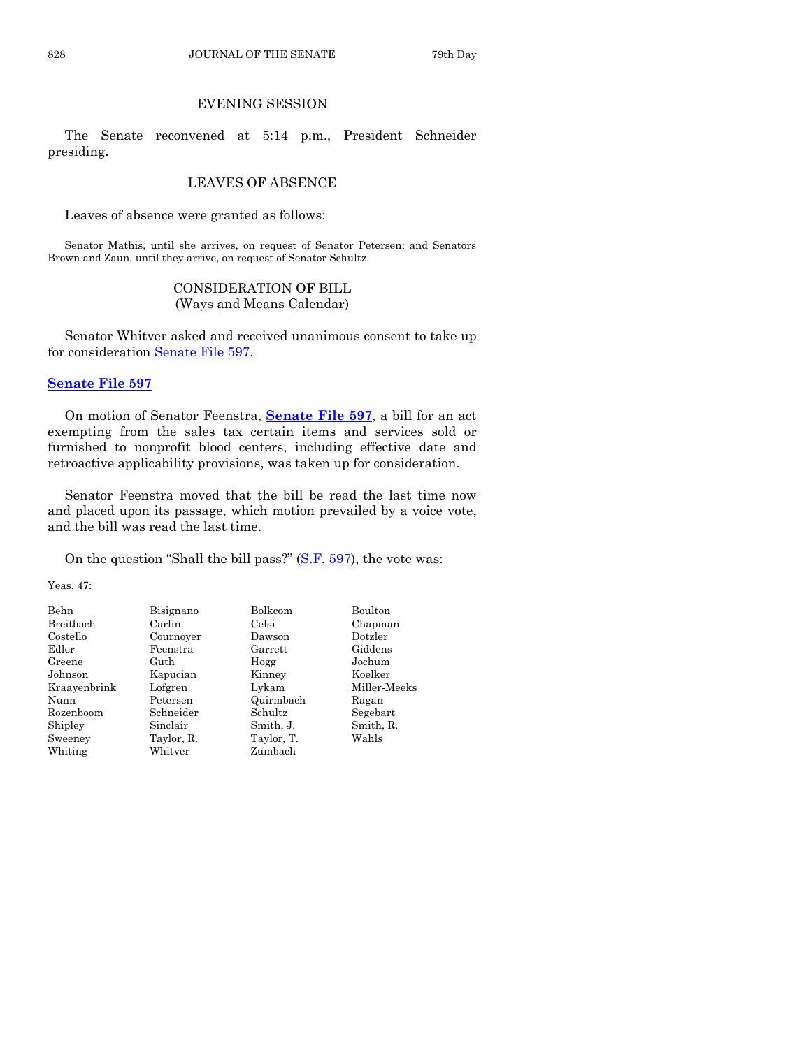## EVENING SESSION

The Senate reconvened at 5:14 p.m., President Schneider presiding.

## LEAVES OF ABSENCE

Leaves of absence were granted as follows:

Senator Mathis, until she arrives, on request of Senator Petersen; and Senators Brown and Zaun, until they arrive, on request of Senator Schultz.

## CONSIDERATION OF BILL
(Ways and Means Calendar)

Senator Whitver asked and received unanimous consent to take up for consideration Senate File 597.

### Senate File 597

On motion of Senator Feenstra, **Senate File 597**, a bill for an act exempting from the sales tax certain items and services sold or furnished to nonprofit blood centers, including effective date and retroactive applicability provisions, was taken up for consideration.

Senator Feenstra moved that the bill be read the last time now and placed upon its passage, which motion prevailed by a voice vote, and the bill was read the last time.

On the question "Shall the bill pass?" (S.F. 597), the vote was:

Yeas, 47:

| | | | |
|---|---|---|---|
| Behn | Bisignano | Bolkcom | Boulton |
| Breitbach | Carlin | Celsi | Chapman |
| Costello | Cournoyer | Dawson | Dotzler |
| Edler | Feenstra | Garrett | Giddens |
| Greene | Guth | Hogg | Jochum |
| Johnson | Kapucian | Kinney | Koelker |
| Kraayenbrink | Lofgren | Lykam | Miller-Meeks |
| Nunn | Petersen | Quirmbach | Ragan |
| Rozenboom | Schneider | Schultz | Segebart |
| Shipley | Sinclair | Smith, J. | Smith, R. |
| Sweeney | Taylor, R. | Taylor, T. | Wahls |
| Whiting | Whitver | Zumbach | |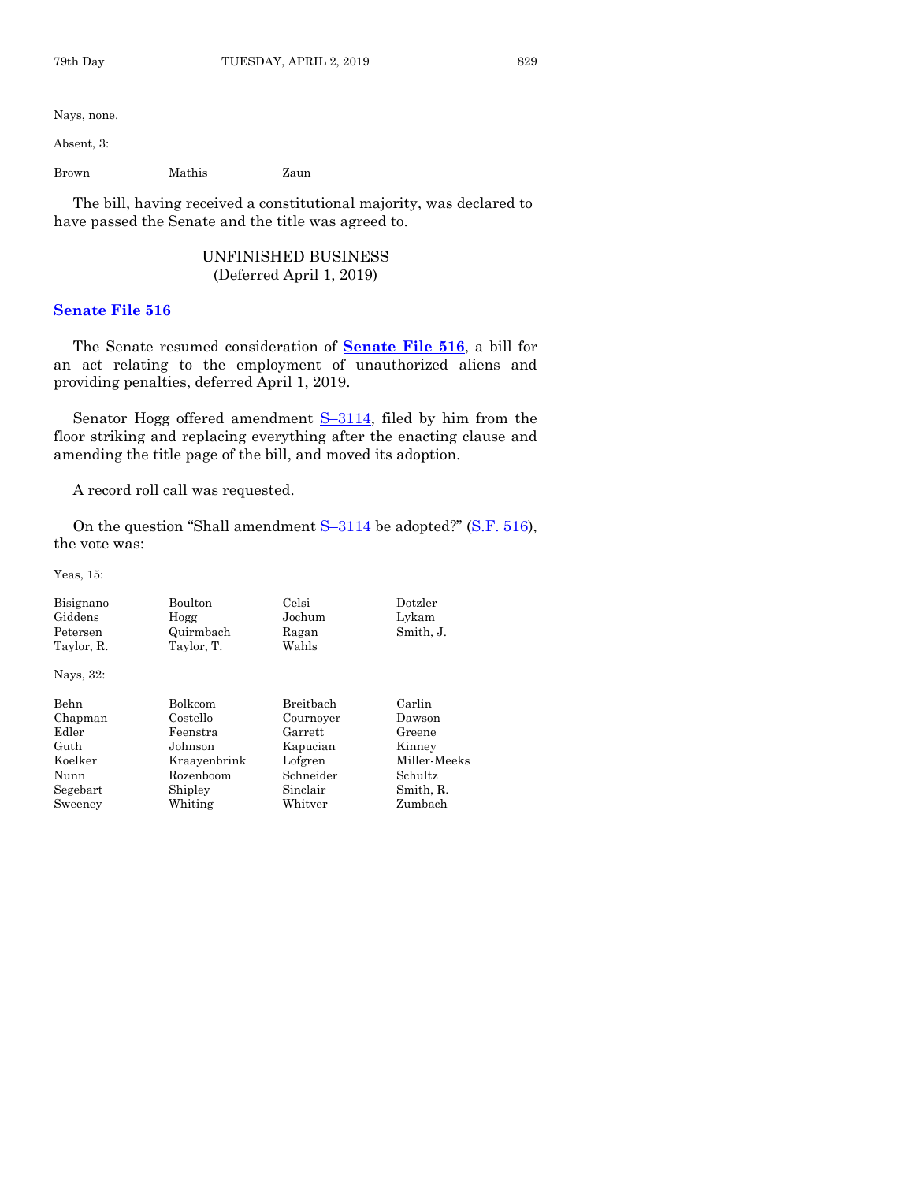Nays, none.

Absent, 3:

| | | |
|---|---|---|
| Brown | Mathis | Zaun |

The bill, having received a constitutional majority, was declared to have passed the Senate and the title was agreed to.

## UNFINISHED BUSINESS
(Deferred April 1, 2019)

### Senate File 516

The Senate resumed consideration of **Senate File 516**, a bill for an act relating to the employment of unauthorized aliens and providing penalties, deferred April 1, 2019.

Senator Hogg offered amendment S–3114, filed by him from the floor striking and replacing everything after the enacting clause and amending the title page of the bill, and moved its adoption.

A record roll call was requested.

On the question "Shall amendment S–3114 be adopted?" (S.F. 516), the vote was:

Yeas, 15:

| | | | |
|---|---|---|---|
| Bisignano | Boulton | Celsi | Dotzler |
| Giddens | Hogg | Jochum | Lykam |
| Petersen | Quirmbach | Ragan | Smith, J. |
| Taylor, R. | Taylor, T. | Wahls | |

Nays, 32:

| | | | |
|---|---|---|---|
| Behn | Bolkcom | Breitbach | Carlin |
| Chapman | Costello | Cournoyer | Dawson |
| Edler | Feenstra | Garrett | Greene |
| Guth | Johnson | Kapucian | Kinney |
| Koelker | Kraayenbrink | Lofgren | Miller-Meeks |
| Nunn | Rozenboom | Schneider | Schultz |
| Segebart | Shipley | Sinclair | Smith, R. |
| Sweeney | Whiting | Whitver | Zumbach |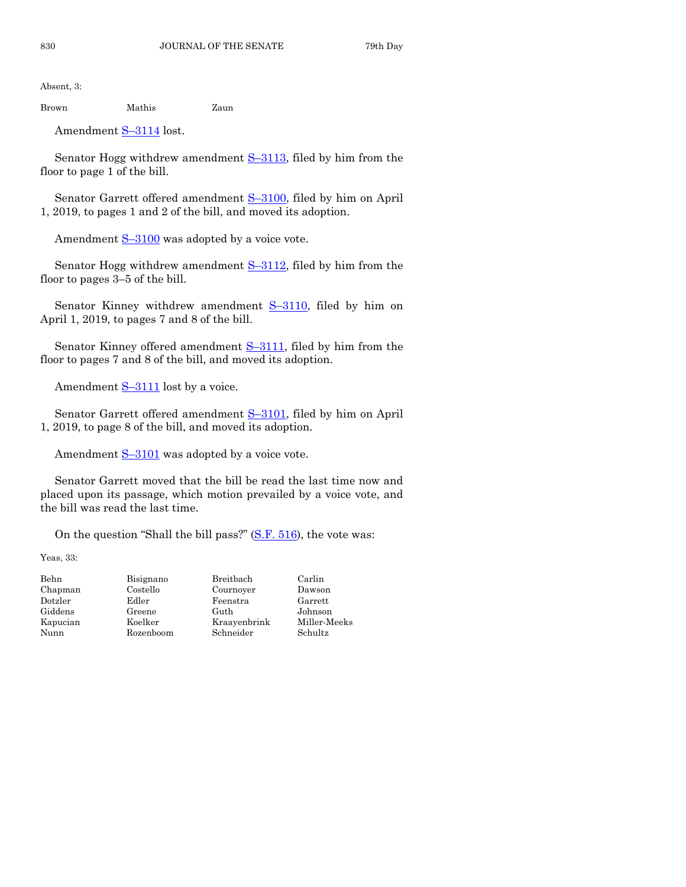Absent, 3:

| | | |
|---|---|---|
| Brown | Mathis | Zaun |

Amendment S–3114 lost.

Senator Hogg withdrew amendment S–3113, filed by him from the floor to page 1 of the bill.

Senator Garrett offered amendment S–3100, filed by him on April 1, 2019, to pages 1 and 2 of the bill, and moved its adoption.

Amendment S–3100 was adopted by a voice vote.

Senator Hogg withdrew amendment S–3112, filed by him from the floor to pages 3–5 of the bill.

Senator Kinney withdrew amendment S–3110, filed by him on April 1, 2019, to pages 7 and 8 of the bill.

Senator Kinney offered amendment S–3111, filed by him from the floor to pages 7 and 8 of the bill, and moved its adoption.

Amendment S–3111 lost by a voice.

Senator Garrett offered amendment S–3101, filed by him on April 1, 2019, to page 8 of the bill, and moved its adoption.

Amendment S–3101 was adopted by a voice vote.

Senator Garrett moved that the bill be read the last time now and placed upon its passage, which motion prevailed by a voice vote, and the bill was read the last time.

On the question "Shall the bill pass?" (S.F. 516), the vote was:

Yeas, 33:

| | | | |
|---|---|---|---|
| Behn | Bisignano | Breitbach | Carlin |
| Chapman | Costello | Cournoyer | Dawson |
| Dotzler | Edler | Feenstra | Garrett |
| Giddens | Greene | Guth | Johnson |
| Kapucian | Koelker | Kraayenbrink | Miller-Meeks |
| Nunn | Rozenboom | Schneider | Schultz |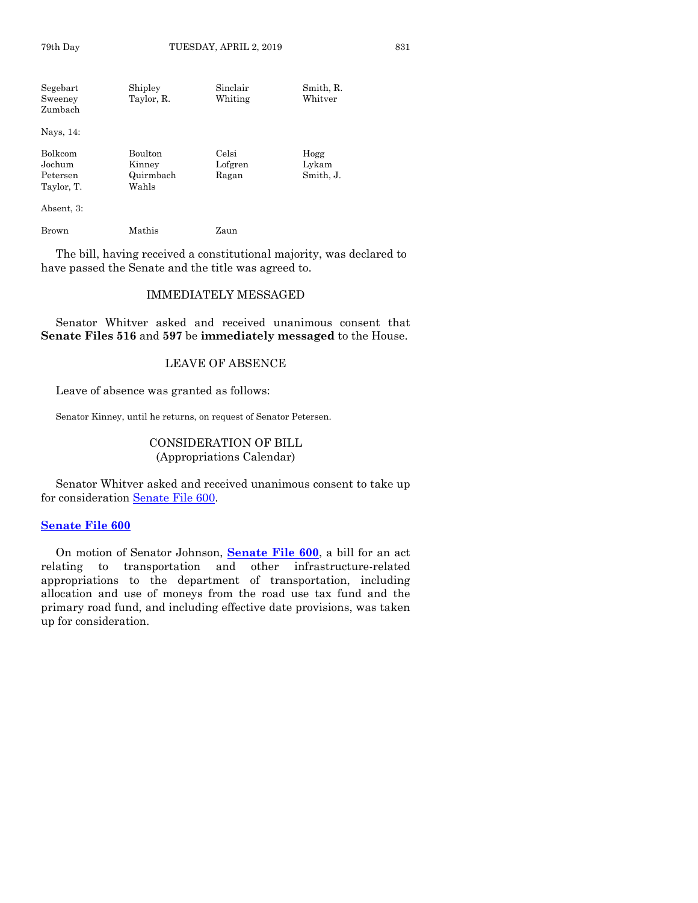| | | | |
|---|---|---|---|
| Segebart | Shipley | Sinclair | Smith, R. |
| Sweeney | Taylor, R. | Whiting | Whitver |
| Zumbach | | | |

Nays, 14:

| | | | |
|---|---|---|---|
| Bolkcom | Boulton | Celsi | Hogg |
| Jochum | Kinney | Lofgren | Lykam |
| Petersen | Quirmbach | Ragan | Smith, J. |
| Taylor, T. | Wahls | | |

Absent, 3:

| | | |
|---|---|---|
| Brown | Mathis | Zaun |

The bill, having received a constitutional majority, was declared to have passed the Senate and the title was agreed to.

## IMMEDIATELY MESSAGED

Senator Whitver asked and received unanimous consent that **Senate Files 516** and **597** be **immediately messaged** to the House.

## LEAVE OF ABSENCE

Leave of absence was granted as follows:

Senator Kinney, until he returns, on request of Senator Petersen.

## CONSIDERATION OF BILL
(Appropriations Calendar)

Senator Whitver asked and received unanimous consent to take up for consideration Senate File 600.

**Senate File 600**

On motion of Senator Johnson, **Senate File 600**, a bill for an act relating to transportation and other infrastructure-related appropriations to the department of transportation, including allocation and use of moneys from the road use tax fund and the primary road fund, and including effective date provisions, was taken up for consideration.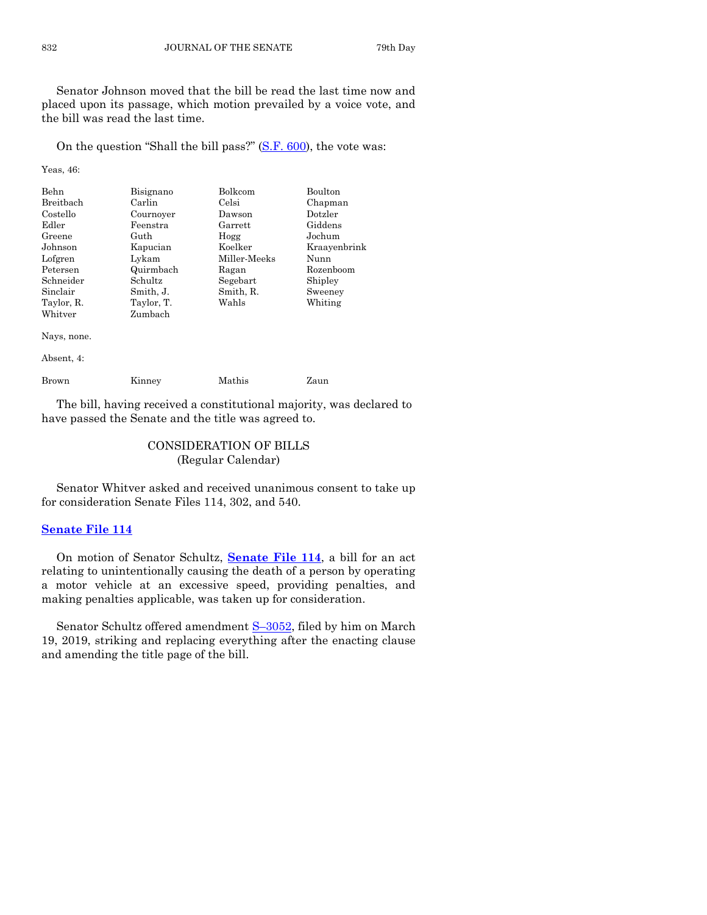Senator Johnson moved that the bill be read the last time now and placed upon its passage, which motion prevailed by a voice vote, and the bill was read the last time.

On the question "Shall the bill pass?" (S.F. 600), the vote was:

Yeas, 46:

| | | | |
|---|---|---|---|
| Behn | Bisignano | Bolkcom | Boulton |
| Breitbach | Carlin | Celsi | Chapman |
| Costello | Cournoyer | Dawson | Dotzler |
| Edler | Feenstra | Garrett | Giddens |
| Greene | Guth | Hogg | Jochum |
| Johnson | Kapucian | Koelker | Kraayenbrink |
| Lofgren | Lykam | Miller-Meeks | Nunn |
| Petersen | Quirmbach | Ragan | Rozenboom |
| Schneider | Schultz | Segebart | Shipley |
| Sinclair | Smith, J. | Smith, R. | Sweeney |
| Taylor, R. | Taylor, T. | Wahls | Whiting |
| Whitver | Zumbach | | |

Nays, none.

Absent, 4:

| | | | |
|---|---|---|---|
| Brown | Kinney | Mathis | Zaun |

The bill, having received a constitutional majority, was declared to have passed the Senate and the title was agreed to.

## CONSIDERATION OF BILLS
(Regular Calendar)

Senator Whitver asked and received unanimous consent to take up for consideration Senate Files 114, 302, and 540.

### Senate File 114

On motion of Senator Schultz, **Senate File 114**, a bill for an act relating to unintentionally causing the death of a person by operating a motor vehicle at an excessive speed, providing penalties, and making penalties applicable, was taken up for consideration.

Senator Schultz offered amendment S–3052, filed by him on March 19, 2019, striking and replacing everything after the enacting clause and amending the title page of the bill.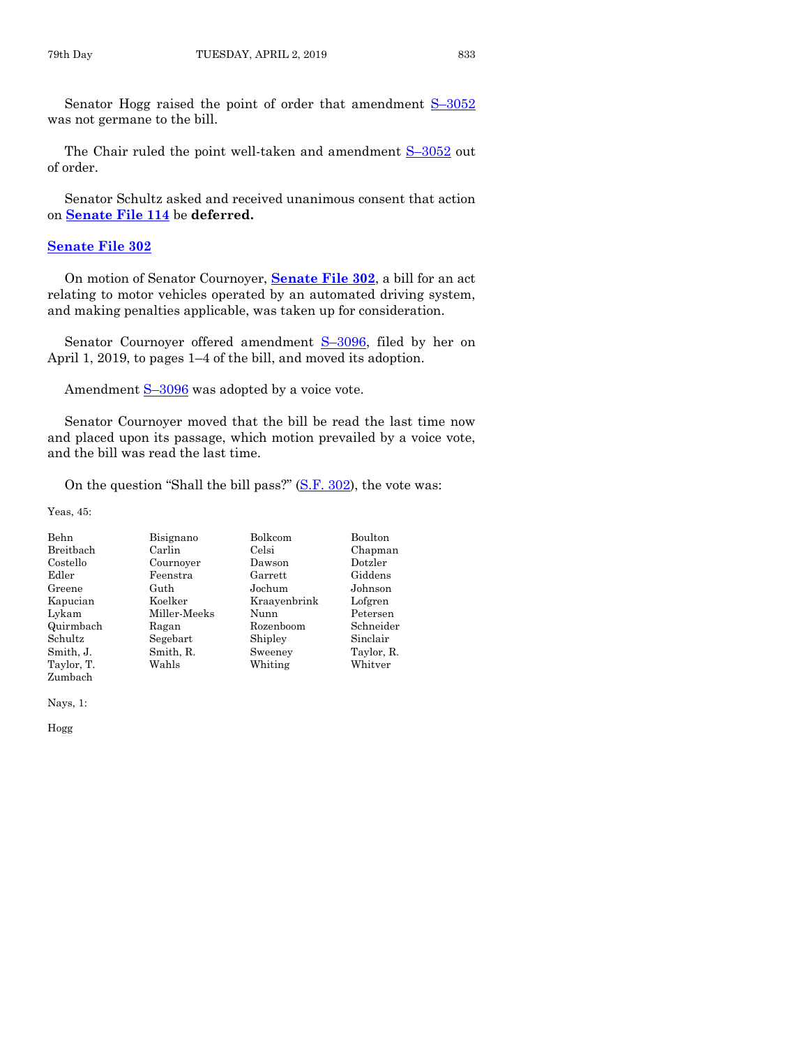Senator Hogg raised the point of order that amendment S–3052 was not germane to the bill.

The Chair ruled the point well-taken and amendment S–3052 out of order.

Senator Schultz asked and received unanimous consent that action on **Senate File 114** be **deferred.**

**Senate File 302**

On motion of Senator Cournoyer, **Senate File 302**, a bill for an act relating to motor vehicles operated by an automated driving system, and making penalties applicable, was taken up for consideration.

Senator Cournoyer offered amendment S–3096, filed by her on April 1, 2019, to pages 1–4 of the bill, and moved its adoption.

Amendment S–3096 was adopted by a voice vote.

Senator Cournoyer moved that the bill be read the last time now and placed upon its passage, which motion prevailed by a voice vote, and the bill was read the last time.

On the question "Shall the bill pass?" (S.F. 302), the vote was:

Yeas, 45:

| | | | |
|---|---|---|---|
| Behn | Bisignano | Bolkcom | Boulton |
| Breitbach | Carlin | Celsi | Chapman |
| Costello | Cournoyer | Dawson | Dotzler |
| Edler | Feenstra | Garrett | Giddens |
| Greene | Guth | Jochum | Johnson |
| Kapucian | Koelker | Kraayenbrink | Lofgren |
| Lykam | Miller-Meeks | Nunn | Petersen |
| Quirmbach | Ragan | Rozenboom | Schneider |
| Schultz | Segebart | Shipley | Sinclair |
| Smith, J. | Smith, R. | Sweeney | Taylor, R. |
| Taylor, T. | Wahls | Whiting | Whitver |
| Zumbach | | | |

Nays, 1:

Hogg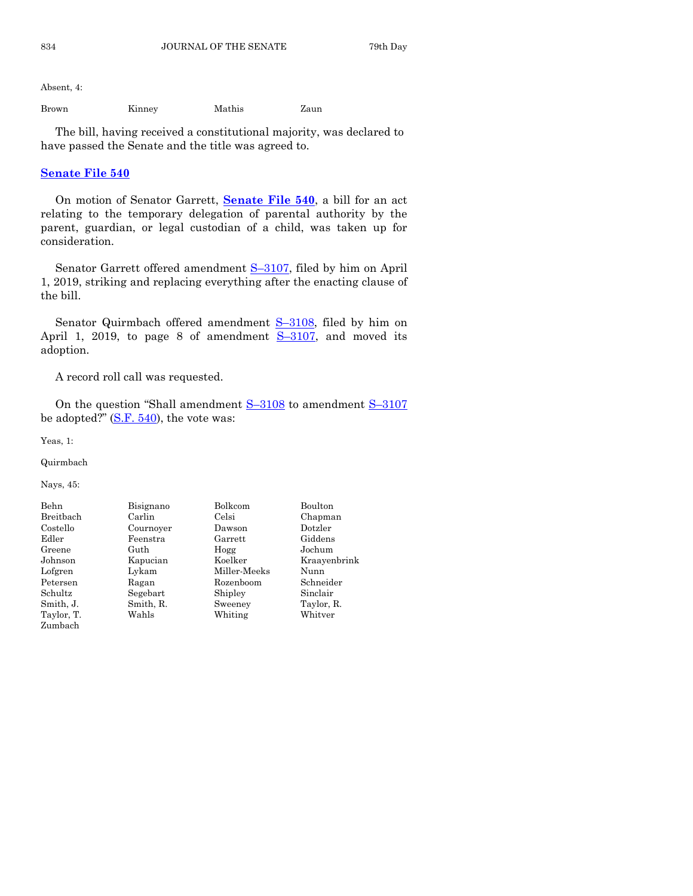Absent, 4:

| | | | |
|---|---|---|---|
| Brown | Kinney | Mathis | Zaun |

The bill, having received a constitutional majority, was declared to have passed the Senate and the title was agreed to.

## Senate File 540

On motion of Senator Garrett, **Senate File 540**, a bill for an act relating to the temporary delegation of parental authority by the parent, guardian, or legal custodian of a child, was taken up for consideration.

Senator Garrett offered amendment S–3107, filed by him on April 1, 2019, striking and replacing everything after the enacting clause of the bill.

Senator Quirmbach offered amendment S–3108, filed by him on April 1, 2019, to page 8 of amendment S–3107, and moved its adoption.

A record roll call was requested.

On the question "Shall amendment S–3108 to amendment S–3107 be adopted?" (S.F. 540), the vote was:

Yeas, 1:

Quirmbach

Nays, 45:

| | | | |
|---|---|---|---|
| Behn | Bisignano | Bolkcom | Boulton |
| Breitbach | Carlin | Celsi | Chapman |
| Costello | Cournoyer | Dawson | Dotzler |
| Edler | Feenstra | Garrett | Giddens |
| Greene | Guth | Hogg | Jochum |
| Johnson | Kapucian | Koelker | Kraayenbrink |
| Lofgren | Lykam | Miller-Meeks | Nunn |
| Petersen | Ragan | Rozenboom | Schneider |
| Schultz | Segebart | Shipley | Sinclair |
| Smith, J. | Smith, R. | Sweeney | Taylor, R. |
| Taylor, T. | Wahls | Whiting | Whitver |
| Zumbach | | | |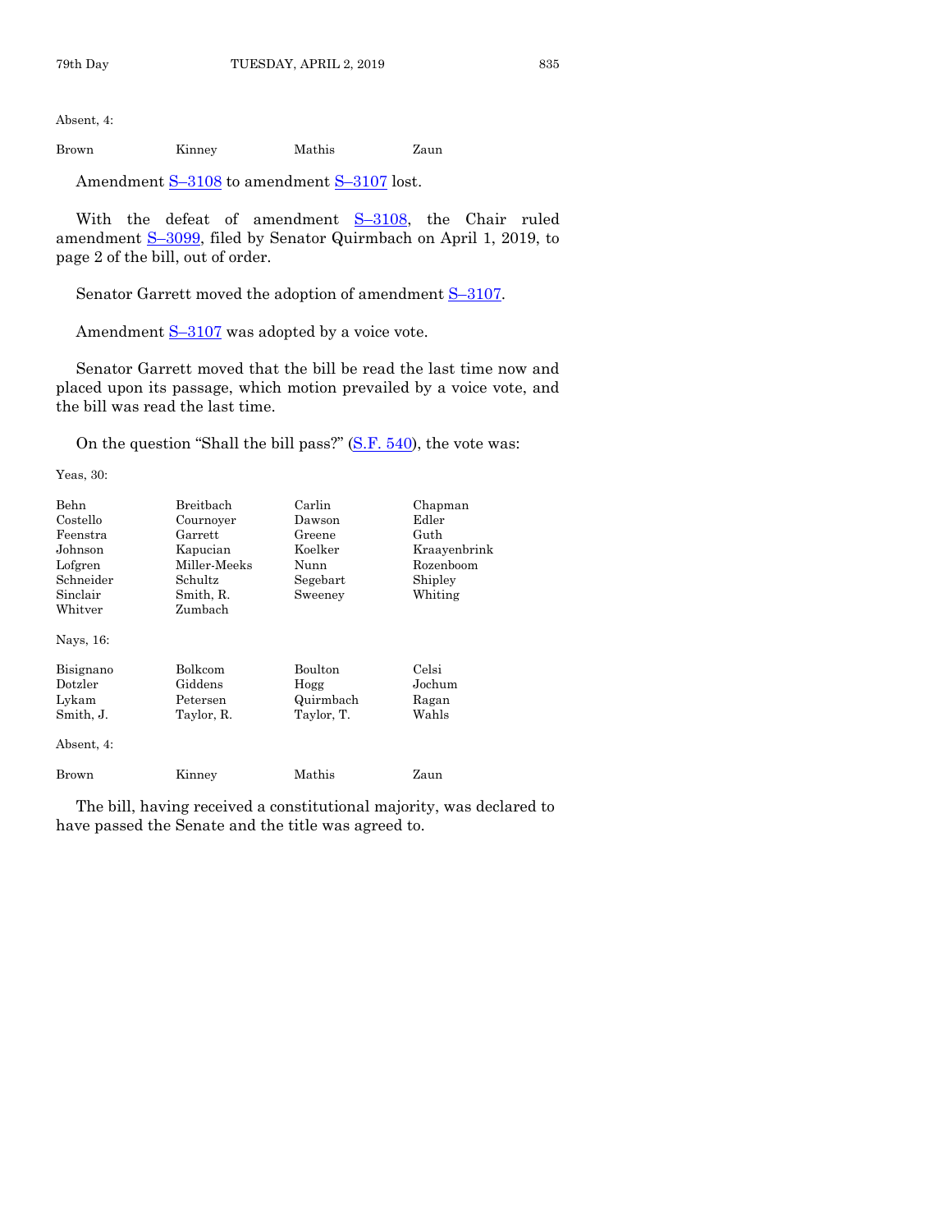Absent, 4:

| | | | |
|---|---|---|---|
| Brown | Kinney | Mathis | Zaun |

Amendment S–3108 to amendment S–3107 lost.

With the defeat of amendment S–3108, the Chair ruled amendment S–3099, filed by Senator Quirmbach on April 1, 2019, to page 2 of the bill, out of order.

Senator Garrett moved the adoption of amendment S–3107.

Amendment S–3107 was adopted by a voice vote.

Senator Garrett moved that the bill be read the last time now and placed upon its passage, which motion prevailed by a voice vote, and the bill was read the last time.

On the question "Shall the bill pass?" (S.F. 540), the vote was:

Yeas, 30:

| | | | |
|---|---|---|---|
| Behn | Breitbach | Carlin | Chapman |
| Costello | Cournoyer | Dawson | Edler |
| Feenstra | Garrett | Greene | Guth |
| Johnson | Kapucian | Koelker | Kraayenbrink |
| Lofgren | Miller-Meeks | Nunn | Rozenboom |
| Schneider | Schultz | Segebart | Shipley |
| Sinclair | Smith, R. | Sweeney | Whiting |
| Whitver | Zumbach | | |

Nays, 16:

| | | | |
|---|---|---|---|
| Bisignano | Bolkcom | Boulton | Celsi |
| Dotzler | Giddens | Hogg | Jochum |
| Lykam | Petersen | Quirmbach | Ragan |
| Smith, J. | Taylor, R. | Taylor, T. | Wahls |

Absent, 4:

| | | | |
|---|---|---|---|
| Brown | Kinney | Mathis | Zaun |

The bill, having received a constitutional majority, was declared to have passed the Senate and the title was agreed to.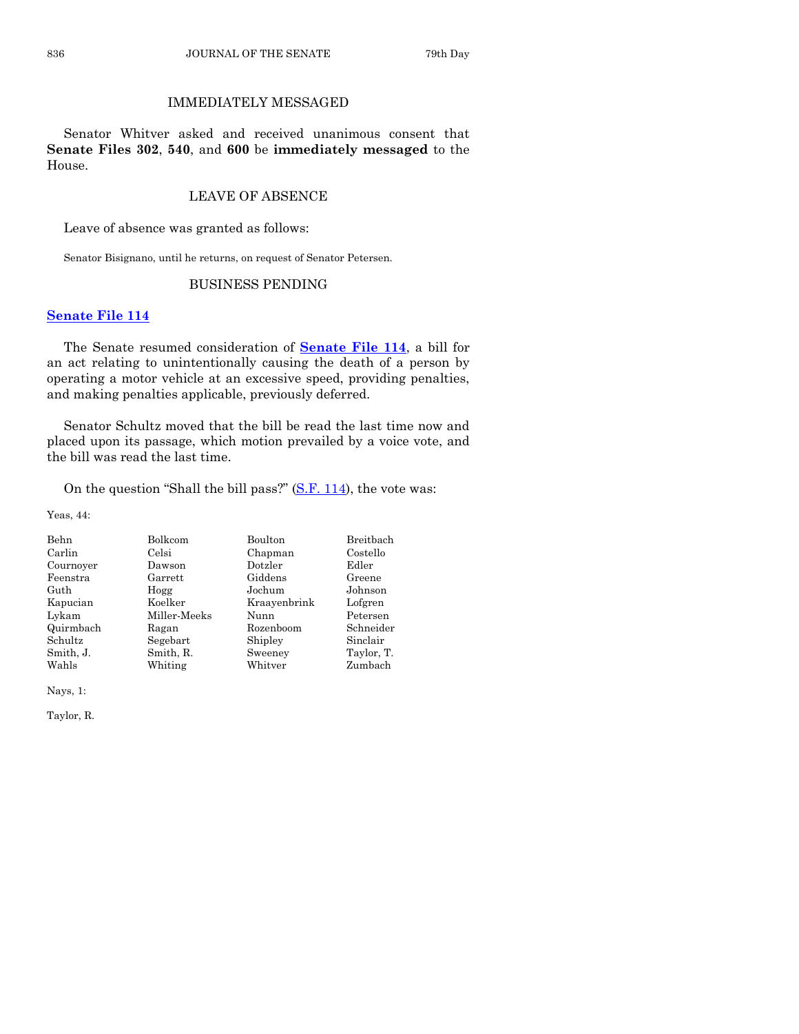## IMMEDIATELY MESSAGED

Senator Whitver asked and received unanimous consent that **Senate Files 302**, **540**, and **600** be **immediately messaged** to the House.

## LEAVE OF ABSENCE

Leave of absence was granted as follows:

Senator Bisignano, until he returns, on request of Senator Petersen.

## BUSINESS PENDING

**Senate File 114**

The Senate resumed consideration of **Senate File 114**, a bill for an act relating to unintentionally causing the death of a person by operating a motor vehicle at an excessive speed, providing penalties, and making penalties applicable, previously deferred.

Senator Schultz moved that the bill be read the last time now and placed upon its passage, which motion prevailed by a voice vote, and the bill was read the last time.

On the question "Shall the bill pass?" (S.F. 114), the vote was:

Yeas, 44:

| | | | |
|---|---|---|---|
| Behn | Bolkcom | Boulton | Breitbach |
| Carlin | Celsi | Chapman | Costello |
| Cournoyer | Dawson | Dotzler | Edler |
| Feenstra | Garrett | Giddens | Greene |
| Guth | Hogg | Jochum | Johnson |
| Kapucian | Koelker | Kraayenbrink | Lofgren |
| Lykam | Miller-Meeks | Nunn | Petersen |
| Quirmbach | Ragan | Rozenboom | Schneider |
| Schultz | Segebart | Shipley | Sinclair |
| Smith, J. | Smith, R. | Sweeney | Taylor, T. |
| Wahls | Whiting | Whitver | Zumbach |

Nays, 1:

Taylor, R.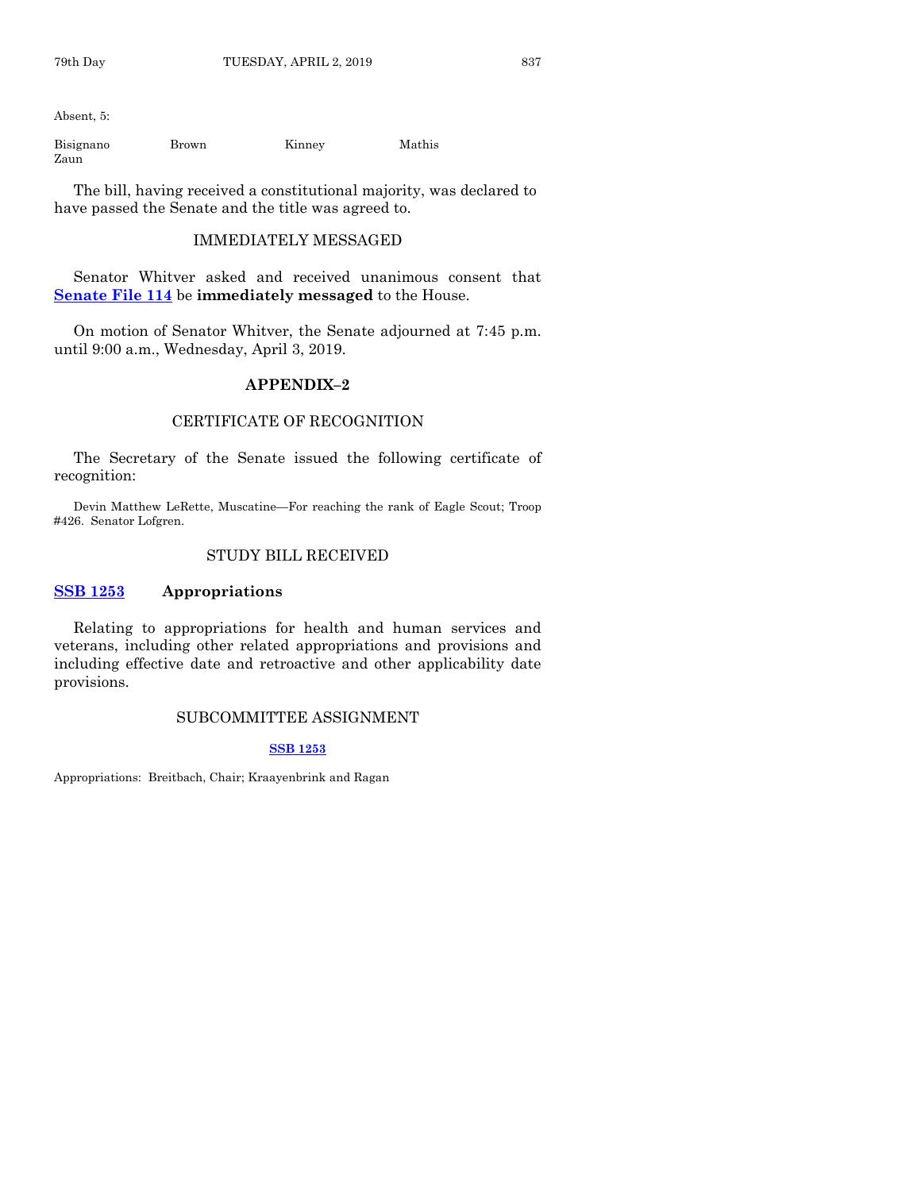Absent, 5:

| | | | |
|---|---|---|---|
| Bisignano | Brown | Kinney | Mathis |
| Zaun | | | |

The bill, having received a constitutional majority, was declared to have passed the Senate and the title was agreed to.

## IMMEDIATELY MESSAGED

Senator Whitver asked and received unanimous consent that **Senate File 114** be **immediately messaged** to the House.

On motion of Senator Whitver, the Senate adjourned at 7:45 p.m. until 9:00 a.m., Wednesday, April 3, 2019.

## APPENDIX–2

## CERTIFICATE OF RECOGNITION

The Secretary of the Senate issued the following certificate of recognition:

Devin Matthew LeRette, Muscatine—For reaching the rank of Eagle Scout; Troop #426. Senator Lofgren.

## STUDY BILL RECEIVED

**SSB 1253** **Appropriations**

Relating to appropriations for health and human services and veterans, including other related appropriations and provisions and including effective date and retroactive and other applicability date provisions.

## SUBCOMMITTEE ASSIGNMENT

**SSB 1253**

Appropriations: Breitbach, Chair; Kraayenbrink and Ragan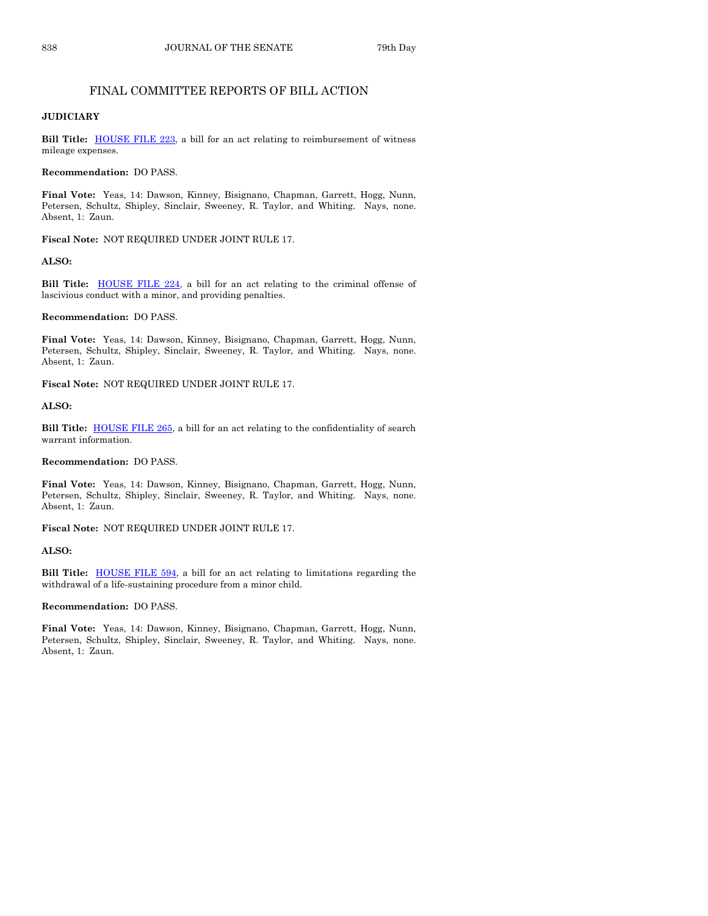## FINAL COMMITTEE REPORTS OF BILL ACTION

**JUDICIARY**

**Bill Title:** HOUSE FILE 223, a bill for an act relating to reimbursement of witness mileage expenses.

**Recommendation:** DO PASS.

**Final Vote:** Yeas, 14: Dawson, Kinney, Bisignano, Chapman, Garrett, Hogg, Nunn, Petersen, Schultz, Shipley, Sinclair, Sweeney, R. Taylor, and Whiting. Nays, none. Absent, 1: Zaun.

**Fiscal Note:** NOT REQUIRED UNDER JOINT RULE 17.

**ALSO:**

**Bill Title:** HOUSE FILE 224, a bill for an act relating to the criminal offense of lascivious conduct with a minor, and providing penalties.

**Recommendation:** DO PASS.

**Final Vote:** Yeas, 14: Dawson, Kinney, Bisignano, Chapman, Garrett, Hogg, Nunn, Petersen, Schultz, Shipley, Sinclair, Sweeney, R. Taylor, and Whiting. Nays, none. Absent, 1: Zaun.

**Fiscal Note:** NOT REQUIRED UNDER JOINT RULE 17.

**ALSO:**

**Bill Title:** HOUSE FILE 265, a bill for an act relating to the confidentiality of search warrant information.

**Recommendation:** DO PASS.

**Final Vote:** Yeas, 14: Dawson, Kinney, Bisignano, Chapman, Garrett, Hogg, Nunn, Petersen, Schultz, Shipley, Sinclair, Sweeney, R. Taylor, and Whiting. Nays, none. Absent, 1: Zaun.

**Fiscal Note:** NOT REQUIRED UNDER JOINT RULE 17.

**ALSO:**

**Bill Title:** HOUSE FILE 594, a bill for an act relating to limitations regarding the withdrawal of a life-sustaining procedure from a minor child.

**Recommendation:** DO PASS.

**Final Vote:** Yeas, 14: Dawson, Kinney, Bisignano, Chapman, Garrett, Hogg, Nunn, Petersen, Schultz, Shipley, Sinclair, Sweeney, R. Taylor, and Whiting. Nays, none. Absent, 1: Zaun.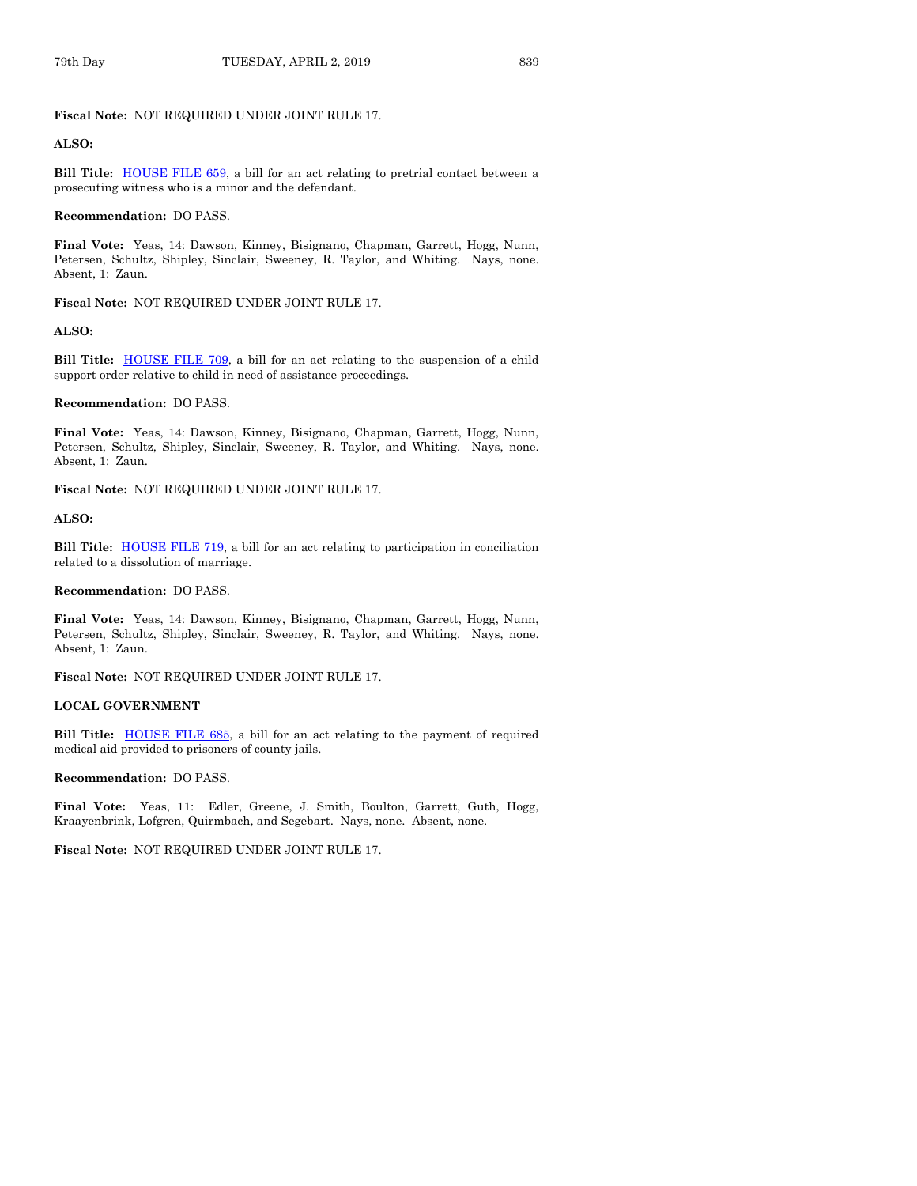**Fiscal Note:** NOT REQUIRED UNDER JOINT RULE 17.

**ALSO:**

**Bill Title:** HOUSE FILE 659, a bill for an act relating to pretrial contact between a prosecuting witness who is a minor and the defendant.

**Recommendation:** DO PASS.

**Final Vote:** Yeas, 14: Dawson, Kinney, Bisignano, Chapman, Garrett, Hogg, Nunn, Petersen, Schultz, Shipley, Sinclair, Sweeney, R. Taylor, and Whiting. Nays, none. Absent, 1: Zaun.

**Fiscal Note:** NOT REQUIRED UNDER JOINT RULE 17.

**ALSO:**

**Bill Title:** HOUSE FILE 709, a bill for an act relating to the suspension of a child support order relative to child in need of assistance proceedings.

**Recommendation:** DO PASS.

**Final Vote:** Yeas, 14: Dawson, Kinney, Bisignano, Chapman, Garrett, Hogg, Nunn, Petersen, Schultz, Shipley, Sinclair, Sweeney, R. Taylor, and Whiting. Nays, none. Absent, 1: Zaun.

**Fiscal Note:** NOT REQUIRED UNDER JOINT RULE 17.

**ALSO:**

**Bill Title:** HOUSE FILE 719, a bill for an act relating to participation in conciliation related to a dissolution of marriage.

**Recommendation:** DO PASS.

**Final Vote:** Yeas, 14: Dawson, Kinney, Bisignano, Chapman, Garrett, Hogg, Nunn, Petersen, Schultz, Shipley, Sinclair, Sweeney, R. Taylor, and Whiting. Nays, none. Absent, 1: Zaun.

**Fiscal Note:** NOT REQUIRED UNDER JOINT RULE 17.

**LOCAL GOVERNMENT**

**Bill Title:** HOUSE FILE 685, a bill for an act relating to the payment of required medical aid provided to prisoners of county jails.

**Recommendation:** DO PASS.

**Final Vote:** Yeas, 11: Edler, Greene, J. Smith, Boulton, Garrett, Guth, Hogg, Kraayenbrink, Lofgren, Quirmbach, and Segebart. Nays, none. Absent, none.

**Fiscal Note:** NOT REQUIRED UNDER JOINT RULE 17.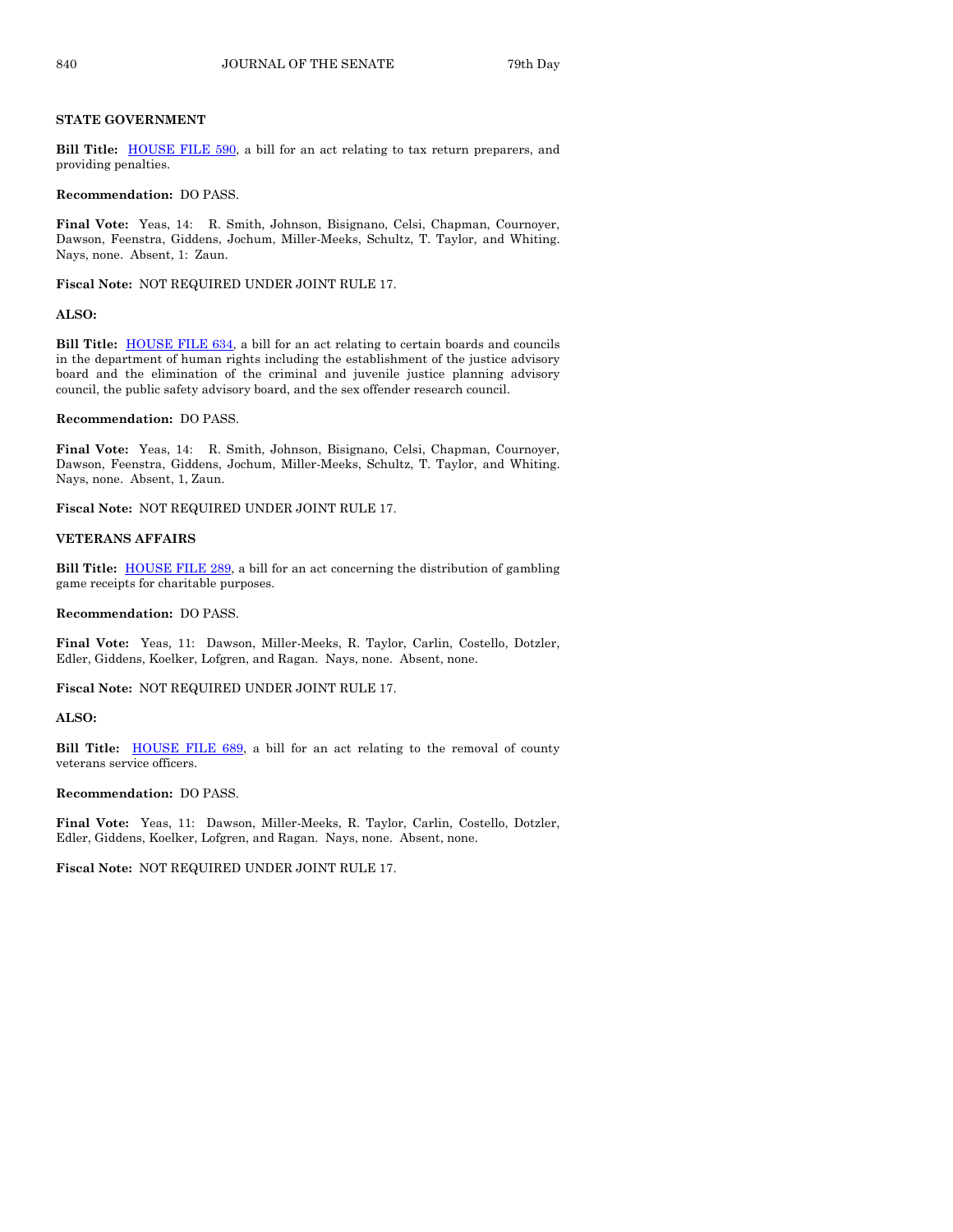**STATE GOVERNMENT**

**Bill Title:** HOUSE FILE 590, a bill for an act relating to tax return preparers, and providing penalties.

**Recommendation:** DO PASS.

**Final Vote:** Yeas, 14: R. Smith, Johnson, Bisignano, Celsi, Chapman, Cournoyer, Dawson, Feenstra, Giddens, Jochum, Miller-Meeks, Schultz, T. Taylor, and Whiting. Nays, none. Absent, 1: Zaun.

**Fiscal Note:** NOT REQUIRED UNDER JOINT RULE 17.

**ALSO:**

**Bill Title:** HOUSE FILE 634, a bill for an act relating to certain boards and councils in the department of human rights including the establishment of the justice advisory board and the elimination of the criminal and juvenile justice planning advisory council, the public safety advisory board, and the sex offender research council.

**Recommendation:** DO PASS.

**Final Vote:** Yeas, 14: R. Smith, Johnson, Bisignano, Celsi, Chapman, Cournoyer, Dawson, Feenstra, Giddens, Jochum, Miller-Meeks, Schultz, T. Taylor, and Whiting. Nays, none. Absent, 1, Zaun.

**Fiscal Note:** NOT REQUIRED UNDER JOINT RULE 17.

**VETERANS AFFAIRS**

**Bill Title:** HOUSE FILE 289, a bill for an act concerning the distribution of gambling game receipts for charitable purposes.

**Recommendation:** DO PASS.

**Final Vote:** Yeas, 11: Dawson, Miller-Meeks, R. Taylor, Carlin, Costello, Dotzler, Edler, Giddens, Koelker, Lofgren, and Ragan. Nays, none. Absent, none.

**Fiscal Note:** NOT REQUIRED UNDER JOINT RULE 17.

**ALSO:**

**Bill Title:** HOUSE FILE 689, a bill for an act relating to the removal of county veterans service officers.

**Recommendation:** DO PASS.

**Final Vote:** Yeas, 11: Dawson, Miller-Meeks, R. Taylor, Carlin, Costello, Dotzler, Edler, Giddens, Koelker, Lofgren, and Ragan. Nays, none. Absent, none.

**Fiscal Note:** NOT REQUIRED UNDER JOINT RULE 17.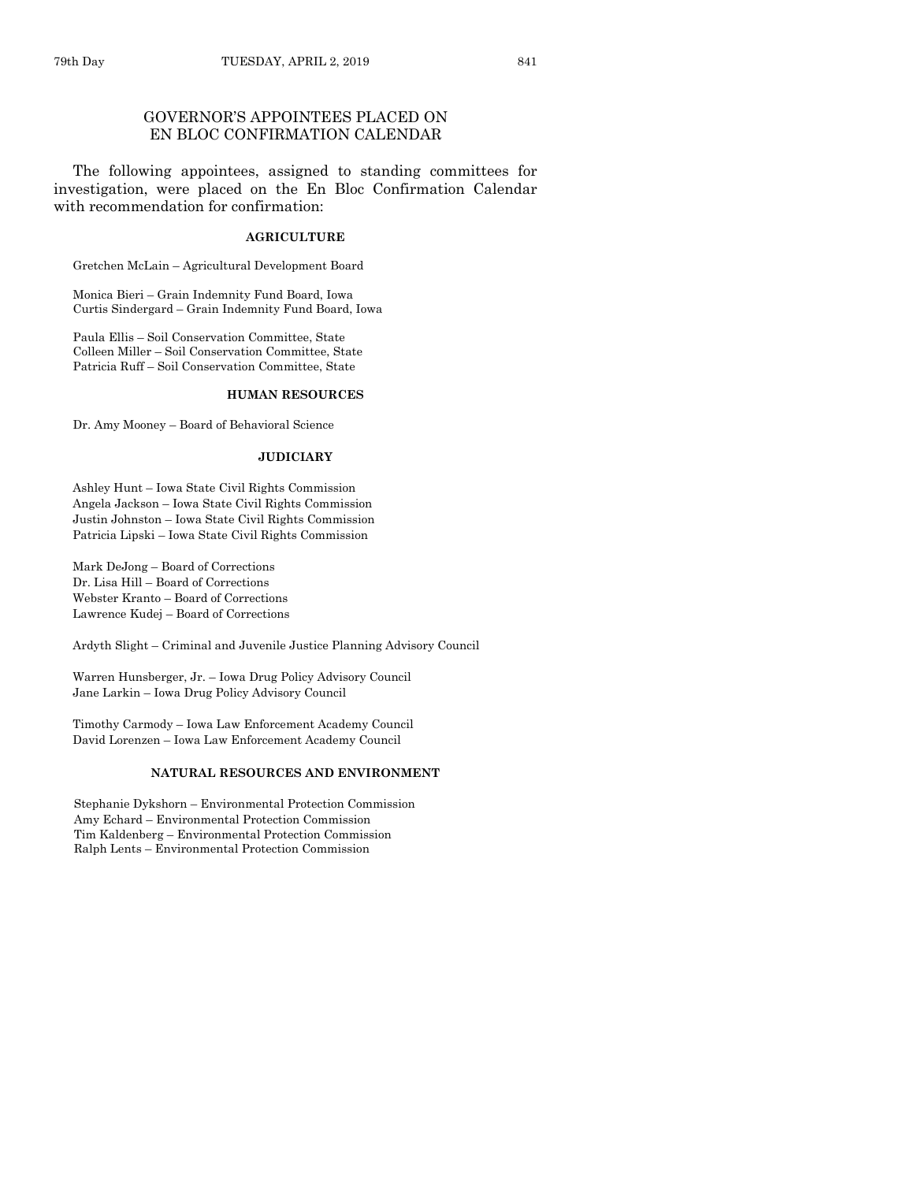## GOVERNOR'S APPOINTEES PLACED ON EN BLOC CONFIRMATION CALENDAR

The following appointees, assigned to standing committees for investigation, were placed on the En Bloc Confirmation Calendar with recommendation for confirmation:

### AGRICULTURE

Gretchen McLain – Agricultural Development Board

Monica Bieri – Grain Indemnity Fund Board, Iowa
Curtis Sindergard – Grain Indemnity Fund Board, Iowa

Paula Ellis – Soil Conservation Committee, State
Colleen Miller – Soil Conservation Committee, State
Patricia Ruff – Soil Conservation Committee, State

### HUMAN RESOURCES

Dr. Amy Mooney – Board of Behavioral Science

### JUDICIARY

Ashley Hunt – Iowa State Civil Rights Commission
Angela Jackson – Iowa State Civil Rights Commission
Justin Johnston – Iowa State Civil Rights Commission
Patricia Lipski – Iowa State Civil Rights Commission

Mark DeJong – Board of Corrections
Dr. Lisa Hill – Board of Corrections
Webster Kranto – Board of Corrections
Lawrence Kudej – Board of Corrections

Ardyth Slight – Criminal and Juvenile Justice Planning Advisory Council

Warren Hunsberger, Jr. – Iowa Drug Policy Advisory Council
Jane Larkin – Iowa Drug Policy Advisory Council

Timothy Carmody – Iowa Law Enforcement Academy Council
David Lorenzen – Iowa Law Enforcement Academy Council

### NATURAL RESOURCES AND ENVIRONMENT

Stephanie Dykshorn – Environmental Protection Commission
Amy Echard – Environmental Protection Commission
Tim Kaldenberg – Environmental Protection Commission
Ralph Lents – Environmental Protection Commission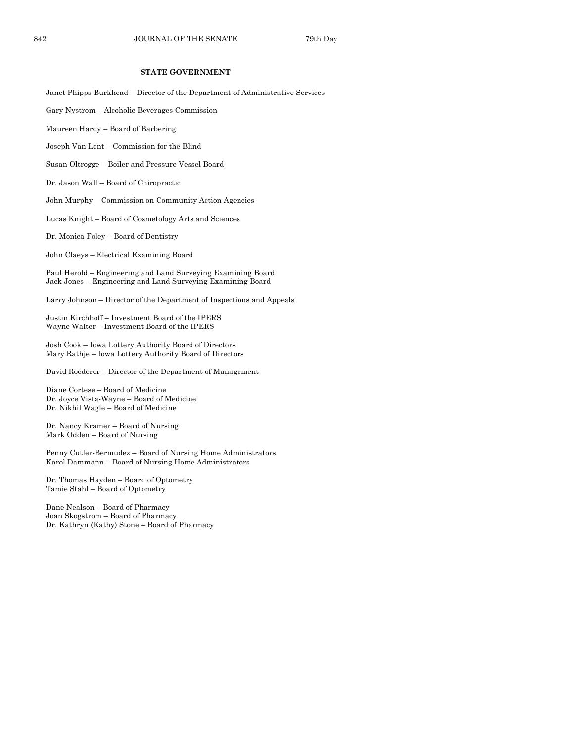**STATE GOVERNMENT**

Janet Phipps Burkhead – Director of the Department of Administrative Services

Gary Nystrom – Alcoholic Beverages Commission

Maureen Hardy – Board of Barbering

Joseph Van Lent – Commission for the Blind

Susan Oltrogge – Boiler and Pressure Vessel Board

Dr. Jason Wall – Board of Chiropractic

John Murphy – Commission on Community Action Agencies

Lucas Knight – Board of Cosmetology Arts and Sciences

Dr. Monica Foley – Board of Dentistry

John Claeys – Electrical Examining Board

Paul Herold – Engineering and Land Surveying Examining Board
Jack Jones – Engineering and Land Surveying Examining Board

Larry Johnson – Director of the Department of Inspections and Appeals

Justin Kirchhoff – Investment Board of the IPERS
Wayne Walter – Investment Board of the IPERS

Josh Cook – Iowa Lottery Authority Board of Directors
Mary Rathje – Iowa Lottery Authority Board of Directors

David Roederer – Director of the Department of Management

Diane Cortese – Board of Medicine
Dr. Joyce Vista-Wayne – Board of Medicine
Dr. Nikhil Wagle – Board of Medicine

Dr. Nancy Kramer – Board of Nursing
Mark Odden – Board of Nursing

Penny Cutler-Bermudez – Board of Nursing Home Administrators
Karol Dammann – Board of Nursing Home Administrators

Dr. Thomas Hayden – Board of Optometry
Tamie Stahl – Board of Optometry

Dane Nealson – Board of Pharmacy
Joan Skogstrom – Board of Pharmacy
Dr. Kathryn (Kathy) Stone – Board of Pharmacy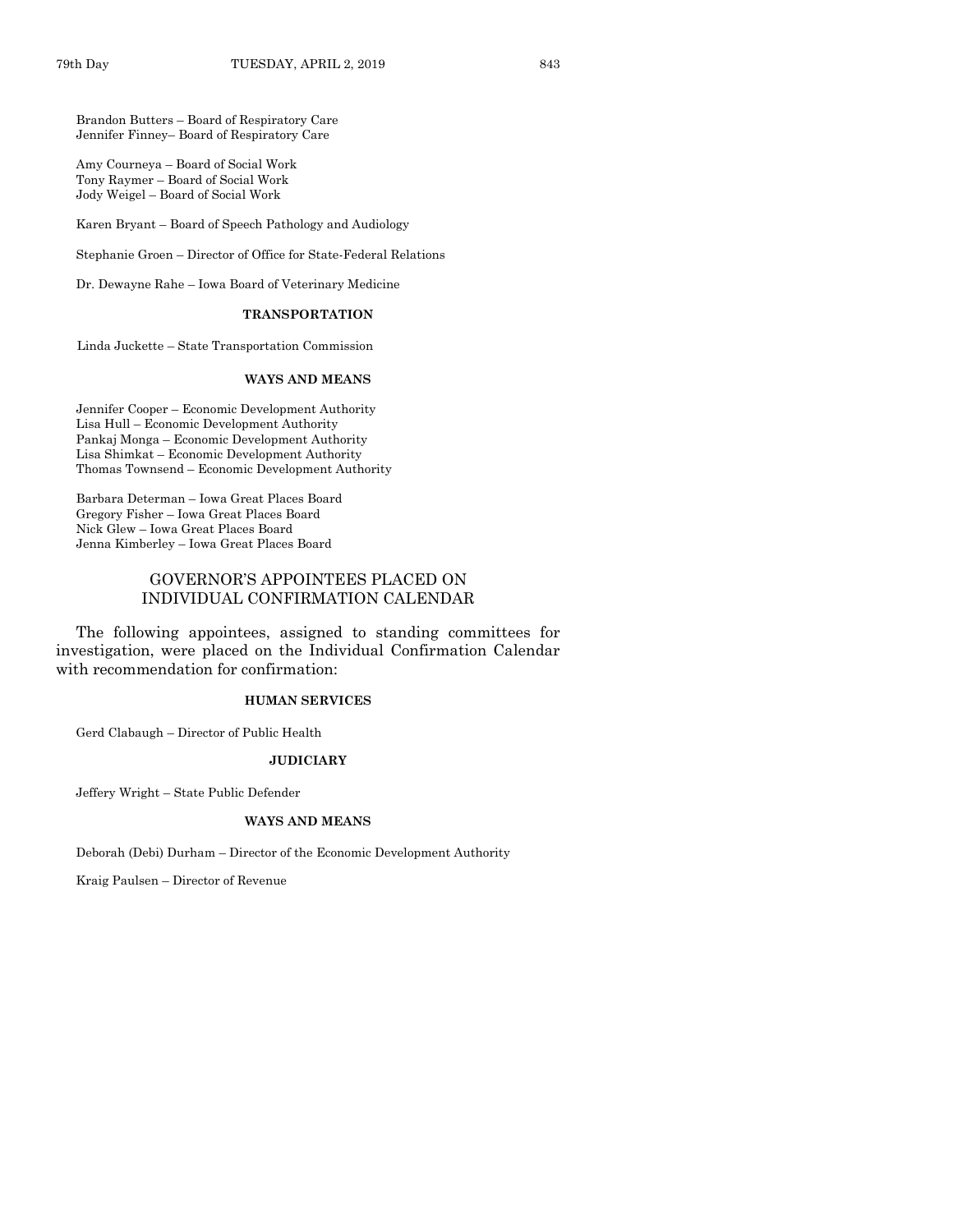Brandon Butters – Board of Respiratory Care
Jennifer Finney– Board of Respiratory Care

Amy Courneya – Board of Social Work
Tony Raymer – Board of Social Work
Jody Weigel – Board of Social Work

Karen Bryant – Board of Speech Pathology and Audiology

Stephanie Groen – Director of Office for State-Federal Relations

Dr. Dewayne Rahe – Iowa Board of Veterinary Medicine

**TRANSPORTATION**

Linda Juckette – State Transportation Commission

**WAYS AND MEANS**

Jennifer Cooper – Economic Development Authority
Lisa Hull – Economic Development Authority
Pankaj Monga – Economic Development Authority
Lisa Shimkat – Economic Development Authority
Thomas Townsend – Economic Development Authority

Barbara Determan – Iowa Great Places Board
Gregory Fisher – Iowa Great Places Board
Nick Glew – Iowa Great Places Board
Jenna Kimberley – Iowa Great Places Board

## GOVERNOR'S APPOINTEES PLACED ON INDIVIDUAL CONFIRMATION CALENDAR

The following appointees, assigned to standing committees for investigation, were placed on the Individual Confirmation Calendar with recommendation for confirmation:

**HUMAN SERVICES**

Gerd Clabaugh – Director of Public Health

**JUDICIARY**

Jeffery Wright – State Public Defender

**WAYS AND MEANS**

Deborah (Debi) Durham – Director of the Economic Development Authority

Kraig Paulsen – Director of Revenue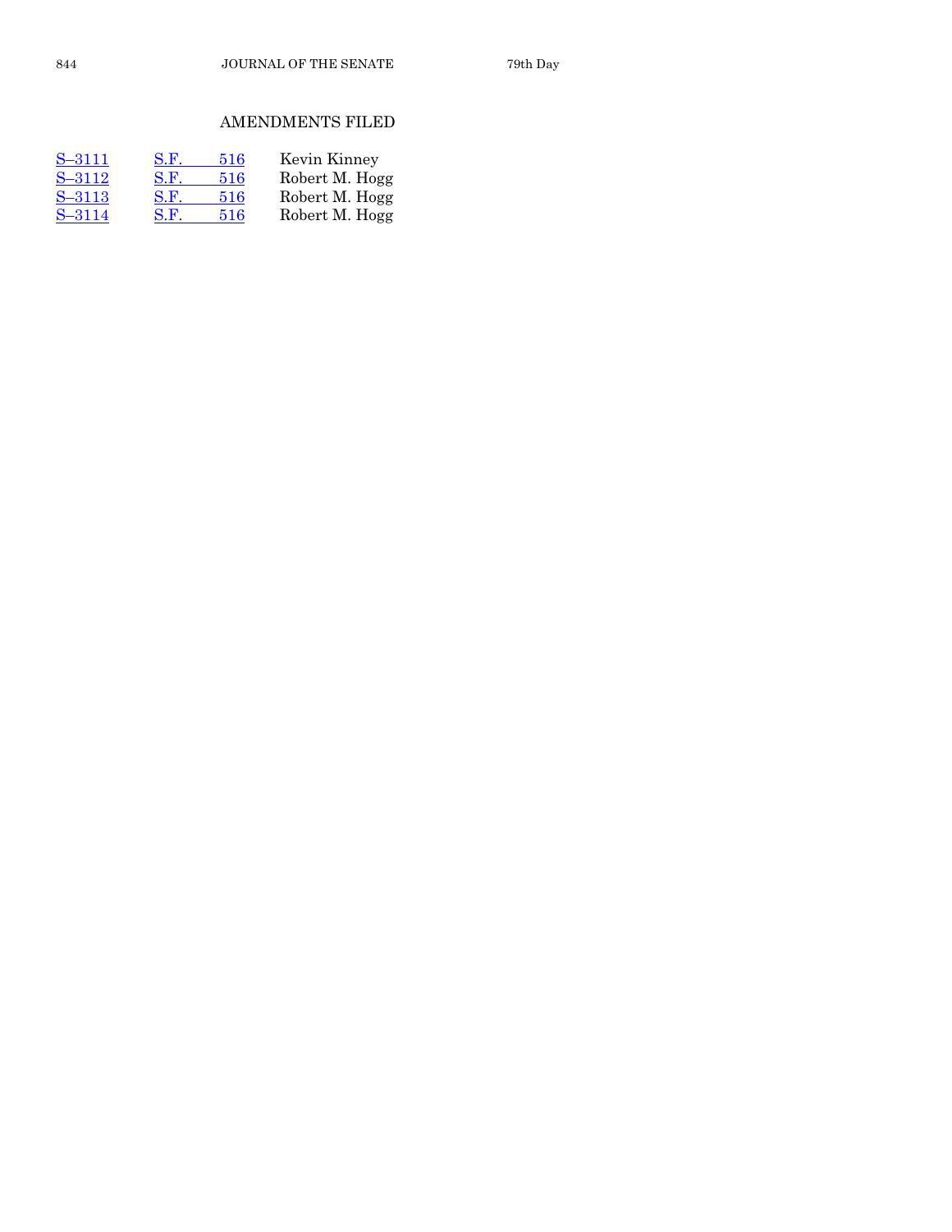## AMENDMENTS FILED

| | | |
|---|---|---|
| S–3111 | S.F. 516 | Kevin Kinney |
| S–3112 | S.F. 516 | Robert M. Hogg |
| S–3113 | S.F. 516 | Robert M. Hogg |
| S–3114 | S.F. 516 | Robert M. Hogg |